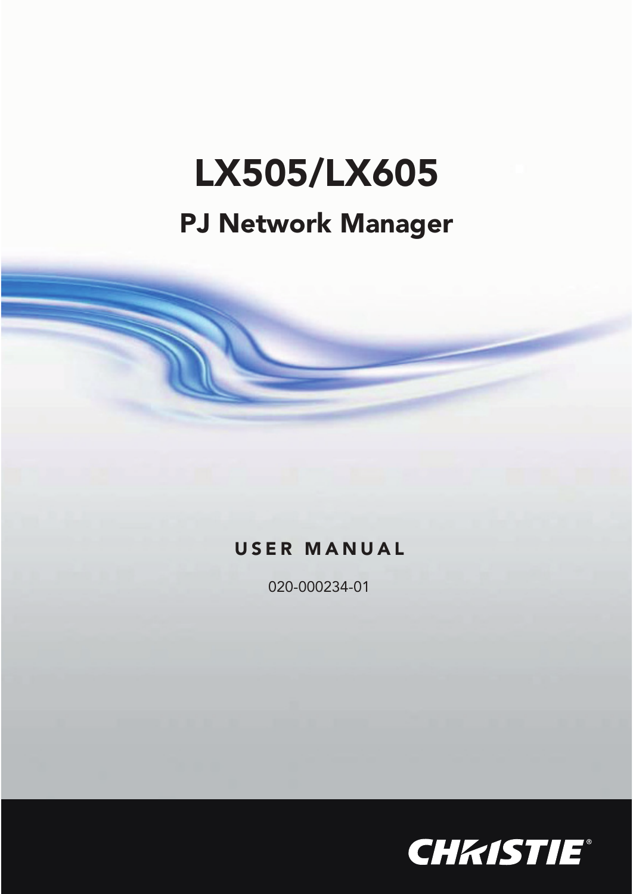# LX505/LX605

## PJ Network Manager

USER MANUAL

020-000234-01

CHRISTIE®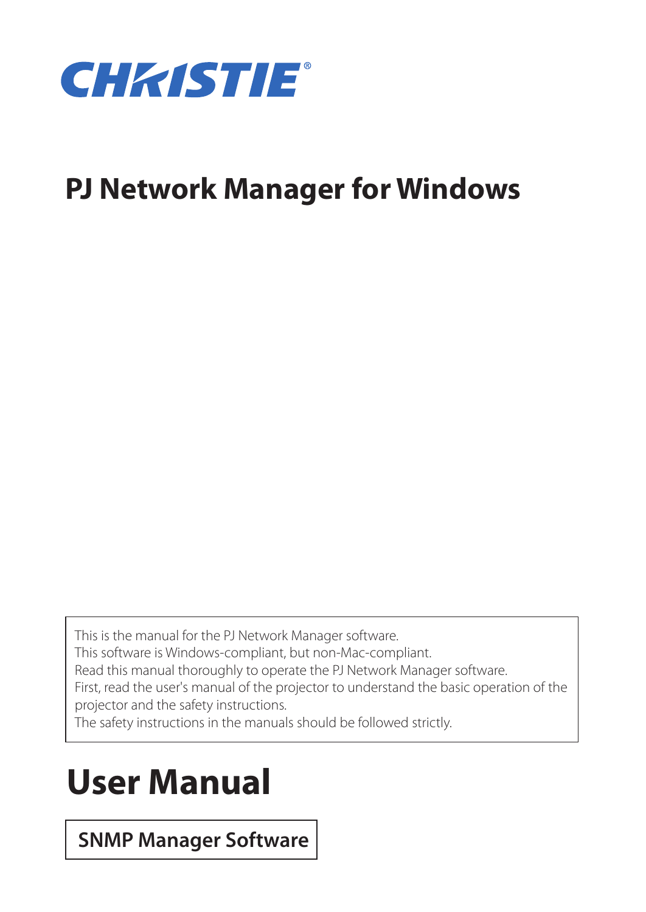CHRISTIE®

# PJ Network Manager for Windows

This is the manual for the PJ Network Manager software.
This software is Windows-compliant, but non-Mac-compliant.
Read this manual thoroughly to operate the PJ Network Manager software.
First, read the user's manual of the projector to understand the basic operation of the projector and the safety instructions.
The safety instructions in the manuals should be followed strictly.

# User Manual

**SNMP Manager Software**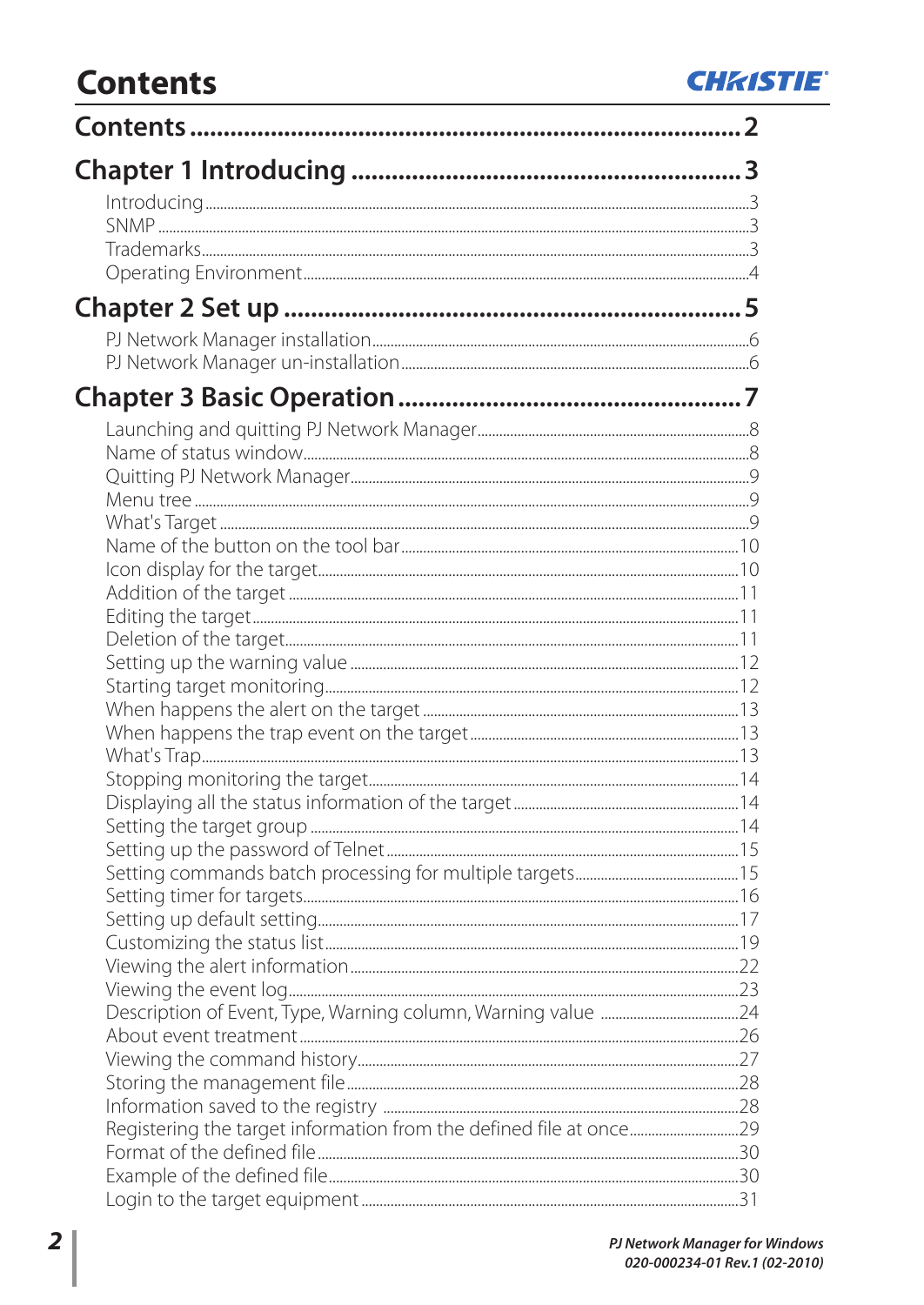# Contents

## Contents .......... 2

## Chapter 1 Introducing .......... 3

- Introducing .......... 3
- SNMP .......... 3
- Trademarks .......... 3
- Operating Environment .......... 4

## Chapter 2 Set up .......... 5

- PJ Network Manager installation .......... 6
- PJ Network Manager un-installation .......... 6

## Chapter 3 Basic Operation .......... 7

- Launching and quitting PJ Network Manager .......... 8
- Name of status window .......... 8
- Quitting PJ Network Manager .......... 9
- Menu tree .......... 9
- What's Target .......... 9
- Name of the button on the tool bar .......... 10
- Icon display for the target .......... 10
- Addition of the target .......... 11
- Editing the target .......... 11
- Deletion of the target .......... 11
- Setting up the warning value .......... 12
- Starting target monitoring .......... 12
- When happens the alert on the target .......... 13
- When happens the trap event on the target .......... 13
- What's Trap .......... 13
- Stopping monitoring the target .......... 14
- Displaying all the status information of the target .......... 14
- Setting the target group .......... 14
- Setting up the password of Telnet .......... 15
- Setting commands batch processing for multiple targets .......... 15
- Setting timer for targets .......... 16
- Setting up default setting .......... 17
- Customizing the status list .......... 19
- Viewing the alert information .......... 22
- Viewing the event log .......... 23
- Description of Event, Type, Warning column, Warning value .......... 24
- About event treatment .......... 26
- Viewing the command history .......... 27
- Storing the management file .......... 28
- Information saved to the registry .......... 28
- Registering the target information from the defined file at once .......... 29
- Format of the defined file .......... 30
- Example of the defined file .......... 30
- Login to the target equipment .......... 31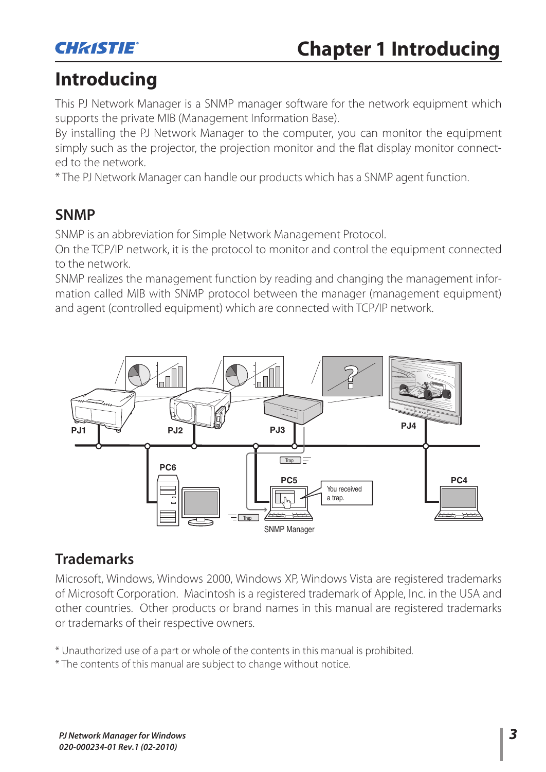# Introducing

This PJ Network Manager is a SNMP manager software for the network equipment which supports the private MIB (Management Information Base).
By installing the PJ Network Manager to the computer, you can monitor the equipment simply such as the projector, the projection monitor and the flat display monitor connected to the network.
* The PJ Network Manager can handle our products which has a SNMP agent function.

## SNMP

SNMP is an abbreviation for Simple Network Management Protocol.
On the TCP/IP network, it is the protocol to monitor and control the equipment connected to the network.
SNMP realizes the management function by reading and changing the management information called MIB with SNMP protocol between the manager (management equipment) and agent (controlled equipment) which are connected with TCP/IP network.

## Trademarks

Microsoft, Windows, Windows 2000, Windows XP, Windows Vista are registered trademarks of Microsoft Corporation. Macintosh is a registered trademark of Apple, Inc. in the USA and other countries. Other products or brand names in this manual are registered trademarks or trademarks of their respective owners.

* Unauthorized use of a part or whole of the contents in this manual is prohibited.
* The contents of this manual are subject to change without notice.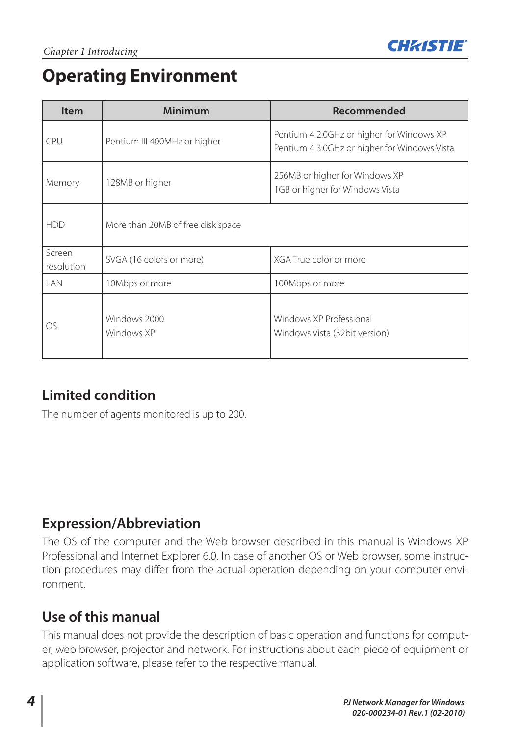# Operating Environment

| Item | Minimum | Recommended |
|---|---|---|
| CPU | Pentium III 400MHz or higher | Pentium 4 2.0GHz or higher for Windows XP<br>Pentium 4 3.0GHz or higher for Windows Vista |
| Memory | 128MB or higher | 256MB or higher for Windows XP<br>1GB or higher for Windows Vista |
| HDD | More than 20MB of free disk space | |
| Screen resolution | SVGA (16 colors or more) | XGA True color or more |
| LAN | 10Mbps or more | 100Mbps or more |
| OS | Windows 2000<br>Windows XP | Windows XP Professional<br>Windows Vista (32bit version) |

## Limited condition

The number of agents monitored is up to 200.

## Expression/Abbreviation

The OS of the computer and the Web browser described in this manual is Windows XP Professional and Internet Explorer 6.0. In case of another OS or Web browser, some instruction procedures may differ from the actual operation depending on your computer environment.

## Use of this manual

This manual does not provide the description of basic operation and functions for computer, web browser, projector and network. For instructions about each piece of equipment or application software, please refer to the respective manual.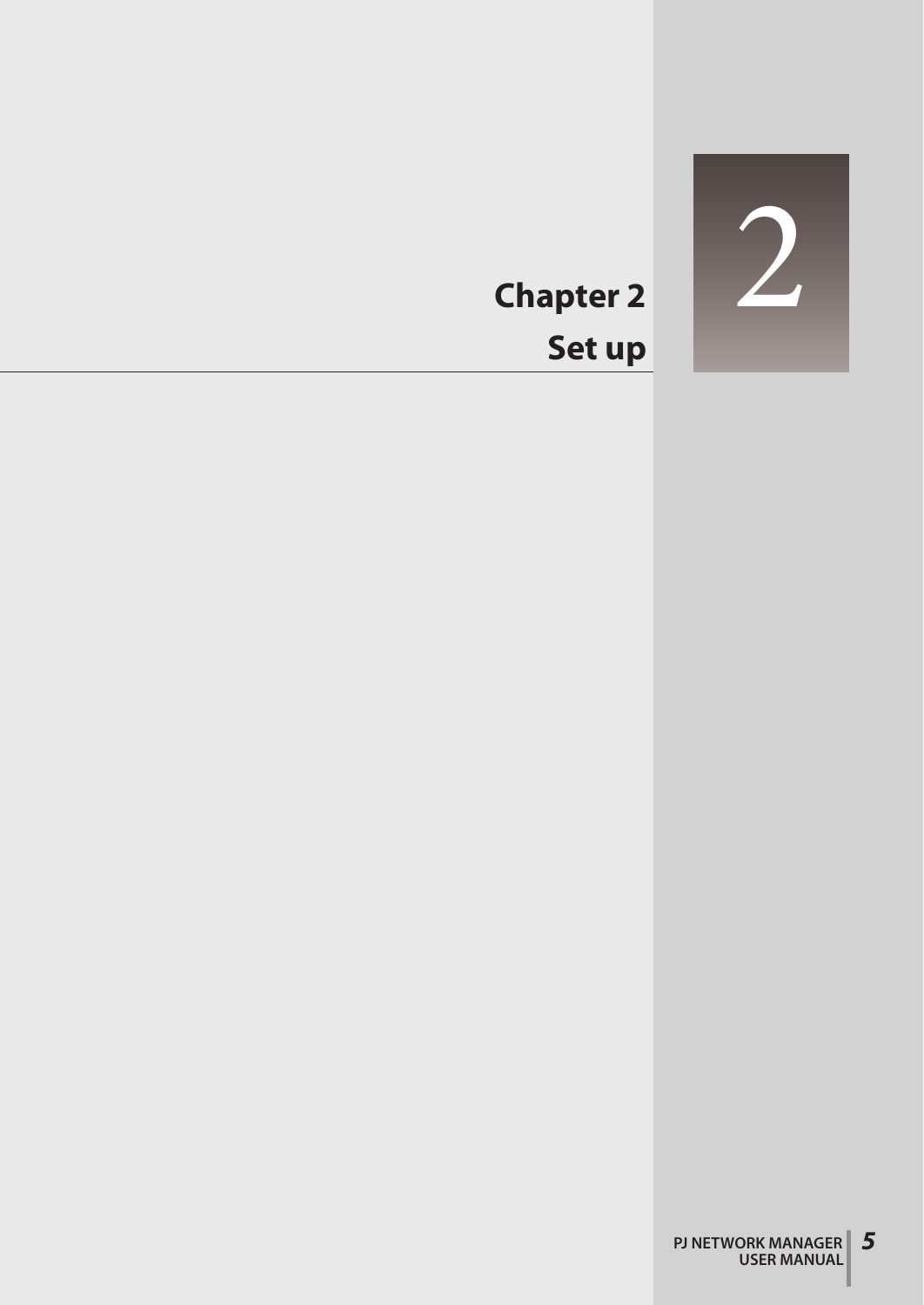# Chapter 2

# Set up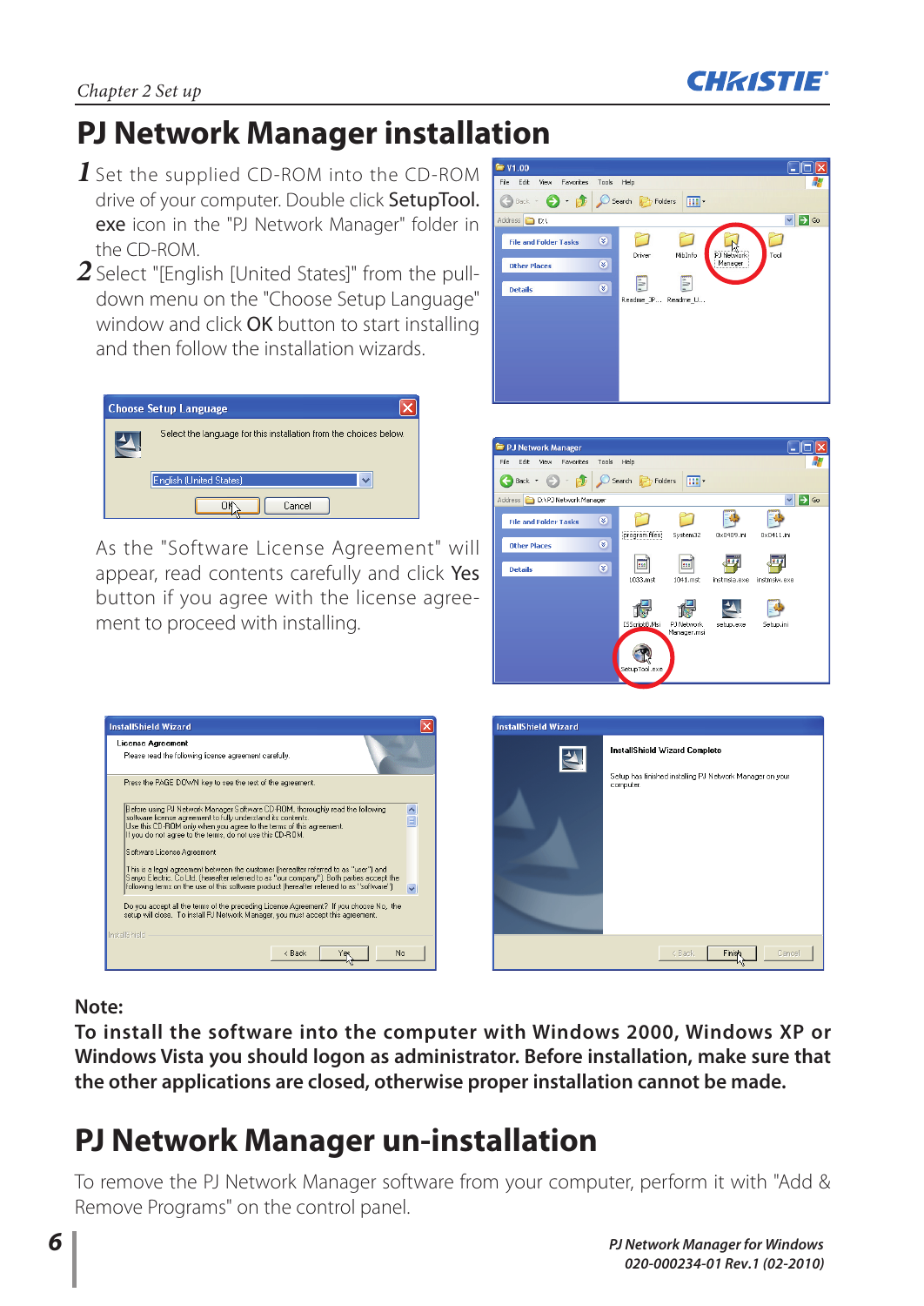# PJ Network Manager installation

1. Set the supplied CD-ROM into the CD-ROM drive of your computer. Double click SetupTool.exe icon in the "PJ Network Manager" folder in the CD-ROM.
2. Select "[English [United States]" from the pull-down menu on the "Choose Setup Language" window and click OK button to start installing and then follow the installation wizards.

As the "Software License Agreement" will appear, read contents carefully and click Yes button if you agree with the license agreement to proceed with installing.

**Note:**
**To install the software into the computer with Windows 2000, Windows XP or Windows Vista you should logon as administrator. Before installation, make sure that the other applications are closed, otherwise proper installation cannot be made.**

# PJ Network Manager un-installation

To remove the PJ Network Manager software from your computer, perform it with "Add & Remove Programs" on the control panel.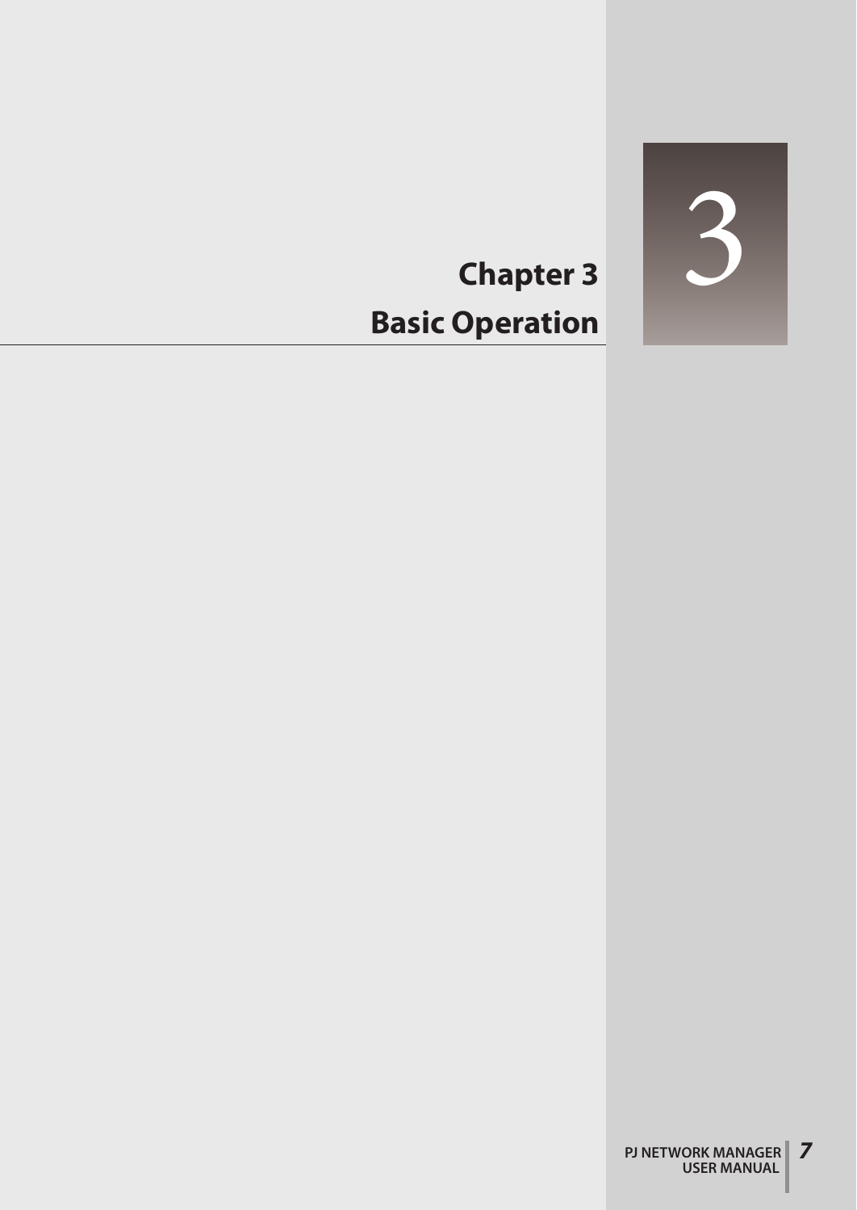# Chapter 3

# Basic Operation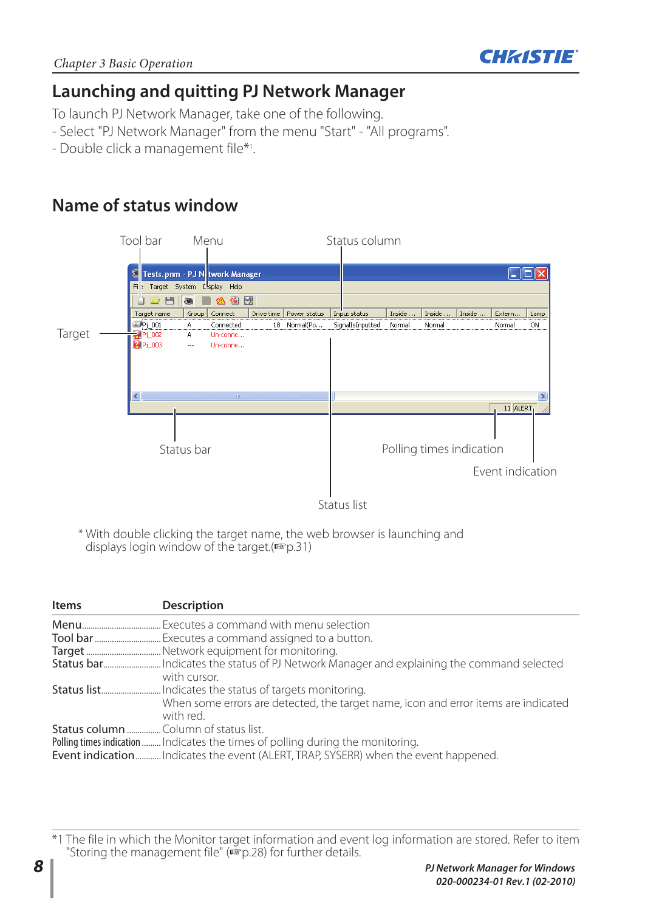## Launching and quitting PJ Network Manager

To launch PJ Network Manager, take one of the following.

- Select "PJ Network Manager" from the menu "Start" - "All programs".
- Double click a management file*[1].

## Name of status window

Tool bar, Menu, Status column, Target, Status bar, Polling times indication, Event indication, Status list

* With double clicking the target name, the web browser is launching and displays login window of the target.(☞p.31)

| Items | Description |
|---|---|
| Menu | Executes a command with menu selection |
| Tool bar | Executes a command assigned to a button. |
| Target | Network equipment for monitoring. |
| Status bar | Indicates the status of PJ Network Manager and explaining the command selected with cursor. |
| Status list | Indicates the status of targets monitoring. When some errors are detected, the target name, icon and error items are indicated with red. |
| Status column | Column of status list. |
| Polling times indication | Indicates the times of polling during the monitoring. |
| Event indication | Indicates the event (ALERT, TRAP, SYSERR) when the event happened. |

*1 The file in which the Monitor target information and event log information are stored. Refer to item "Storing the management file" (☞p.28) for further details.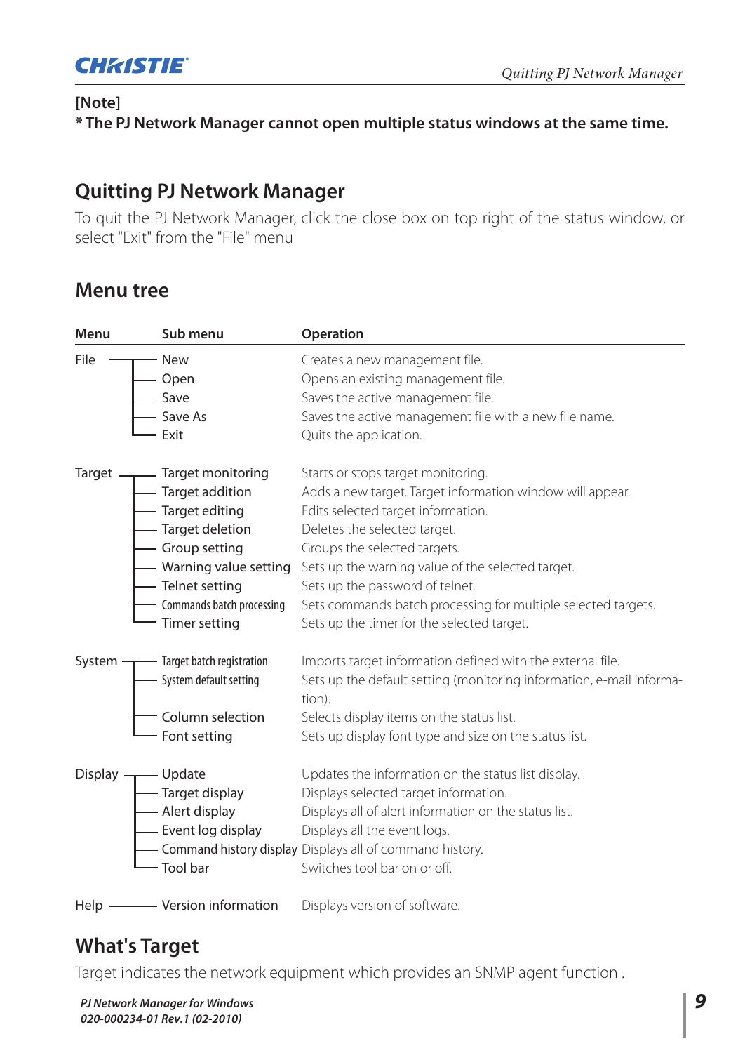**[Note]**
**\* The PJ Network Manager cannot open multiple status windows at the same time.**

## Quitting PJ Network Manager

To quit the PJ Network Manager, click the close box on top right of the status window, or select "Exit" from the "File" menu

## Menu tree

| Menu | Sub menu | Operation |
|---|---|---|
| File | New | Creates a new management file. |
| | Open | Opens an existing management file. |
| | Save | Saves the active management file. |
| | Save As | Saves the active management file with a new file name. |
| | Exit | Quits the application. |
| Target | Target monitoring | Starts or stops target monitoring. |
| | Target addition | Adds a new target. Target information window will appear. |
| | Target editing | Edits selected target information. |
| | Target deletion | Deletes the selected target. |
| | Group setting | Groups the selected targets. |
| | Warning value setting | Sets up the warning value of the selected target. |
| | Telnet setting | Sets up the password of telnet. |
| | Commands batch processing | Sets commands batch processing for multiple selected targets. |
| | Timer setting | Sets up the timer for the selected target. |
| System | Target batch registration | Imports target information defined with the external file. |
| | System default setting | Sets up the default setting (monitoring information, e-mail information). |
| | Column selection | Selects display items on the status list. |
| | Font setting | Sets up display font type and size on the status list. |
| Display | Update | Updates the information on the status list display. |
| | Target display | Displays selected target information. |
| | Alert display | Displays all of alert information on the status list. |
| | Event log display | Displays all the event logs. |
| | Command history display | Displays all of command history. |
| | Tool bar | Switches tool bar on or off. |
| Help | Version information | Displays version of software. |

## What's Target

Target indicates the network equipment which provides an SNMP agent function .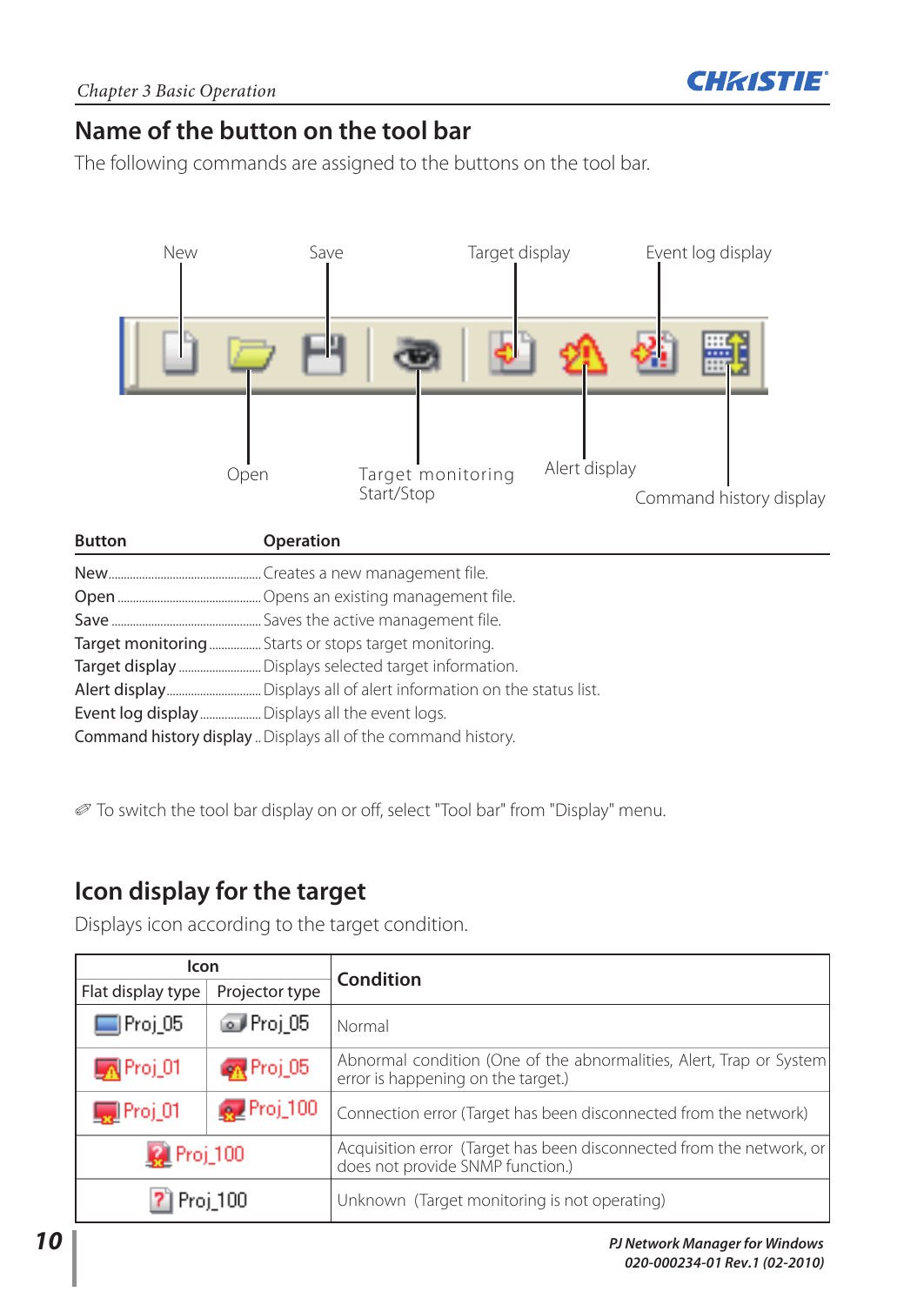## Name of the button on the tool bar

The following commands are assigned to the buttons on the tool bar.

New, Save, Target display, Event log display, Open, Target monitoring Start/Stop, Alert display, Command history display

| Button | Operation |
|---|---|
| New | Creates a new management file. |
| Open | Opens an existing management file. |
| Save | Saves the active management file. |
| Target monitoring | Starts or stops target monitoring. |
| Target display | Displays selected target information. |
| Alert display | Displays all of alert information on the status list. |
| Event log display | Displays all the event logs. |
| Command history display | Displays all of the command history. |

✐ To switch the tool bar display on or off, select "Tool bar" from "Display" menu.

## Icon display for the target

Displays icon according to the target condition.

| Icon | | Condition |
|---|---|---|
| Flat display type | Projector type | |
| Proj_05 | Proj_05 | Normal |
| Proj_01 | Proj_05 | Abnormal condition (One of the abnormalities, Alert, Trap or System error is happening on the target.) |
| Proj_01 | Proj_100 | Connection error (Target has been disconnected from the network) |
| Proj_100 | | Acquisition error (Target has been disconnected from the network, or does not provide SNMP function.) |
| Proj_100 | | Unknown (Target monitoring is not operating) |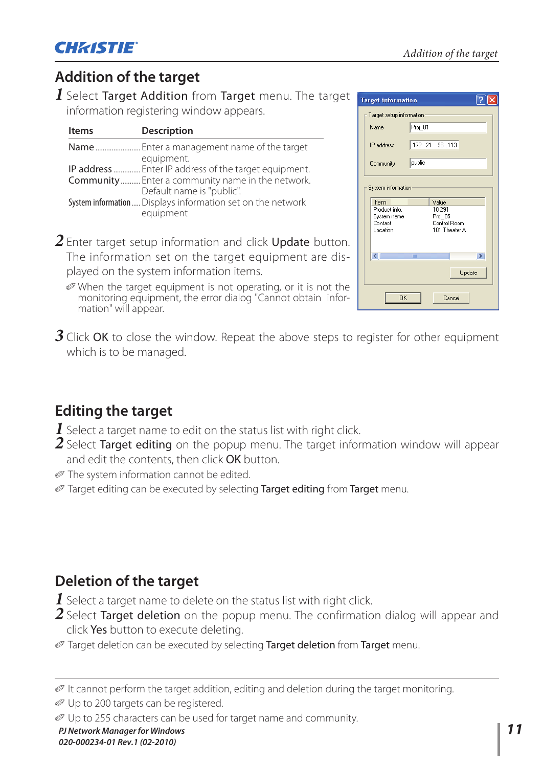## Addition of the target

**1** Select **Target Addition** from **Target** menu. The target information registering window appears.

| Items | Description |
|---|---|
| Name | Enter a management name of the target equipment. |
| IP address | Enter IP address of the target equipment. |
| Community | Enter a community name in the network. Default name is "public". |
| System information | Displays information set on the network equipment |

**2** Enter target setup information and click **Update** button. The information set on the target equipment are displayed on the system information items.

✐ When the target equipment is not operating, or it is not the monitoring equipment, the error dialog "Cannot obtain information" will appear.

**3** Click **OK** to close the window. Repeat the above steps to register for other equipment which is to be managed.

## Editing the target

**1** Select a target name to edit on the status list with right click.

**2** Select **Target editing** on the popup menu. The target information window will appear and edit the contents, then click **OK** button.

✐ The system information cannot be edited.

✐ Target editing can be executed by selecting **Target editing** from **Target** menu.

## Deletion of the target

**1** Select a target name to delete on the status list with right click.

**2** Select **Target deletion** on the popup menu. The confirmation dialog will appear and click **Yes** button to execute deleting.

✐ Target deletion can be executed by selecting **Target deletion** from **Target** menu.

---

✐ It cannot perform the target addition, editing and deletion during the target monitoring.

✐ Up to 200 targets can be registered.

✐ Up to 255 characters can be used for target name and community.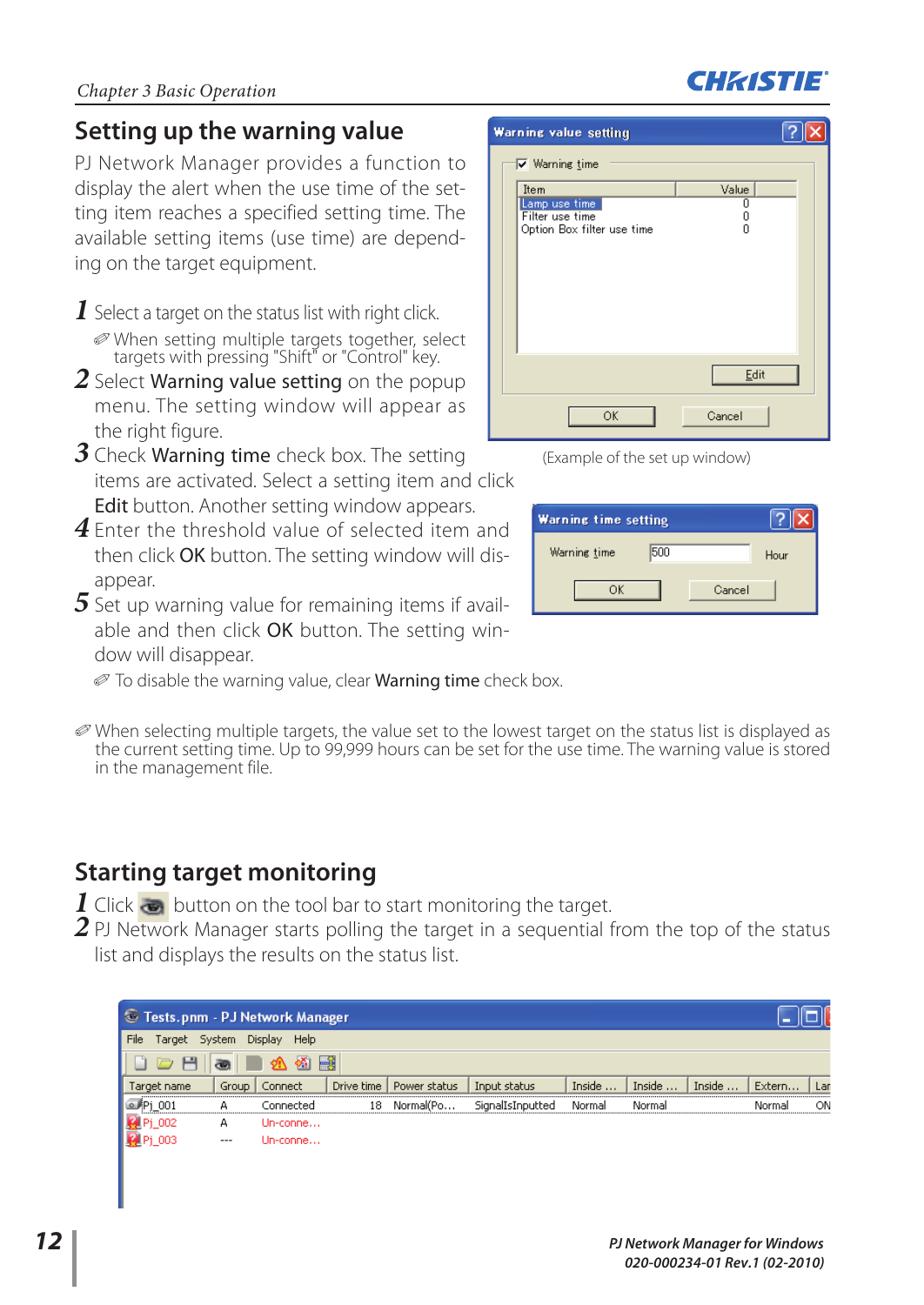## Setting up the warning value

PJ Network Manager provides a function to display the alert when the use time of the setting item reaches a specified setting time. The available setting items (use time) are depending on the target equipment.

**1** Select a target on the status list with right click.

✐ When setting multiple targets together, select targets with pressing "Shift" or "Control" key.

**2** Select **Warning value setting** on the popup menu. The setting window will appear as the right figure.

**3** Check **Warning time** check box. The setting items are activated. Select a setting item and click **Edit** button. Another setting window appears.

**4** Enter the threshold value of selected item and then click **OK** button. The setting window will disappear.

**5** Set up warning value for remaining items if available and then click **OK** button. The setting window will disappear.

✐ To disable the warning value, clear **Warning time** check box.

(Example of the set up window)

✐ When selecting multiple targets, the value set to the lowest target on the status list is displayed as the current setting time. Up to 99,999 hours can be set for the use time. The warning value is stored in the management file.

## Starting target monitoring

**1** Click button on the tool bar to start monitoring the target.

**2** PJ Network Manager starts polling the target in a sequential from the top of the status list and displays the results on the status list.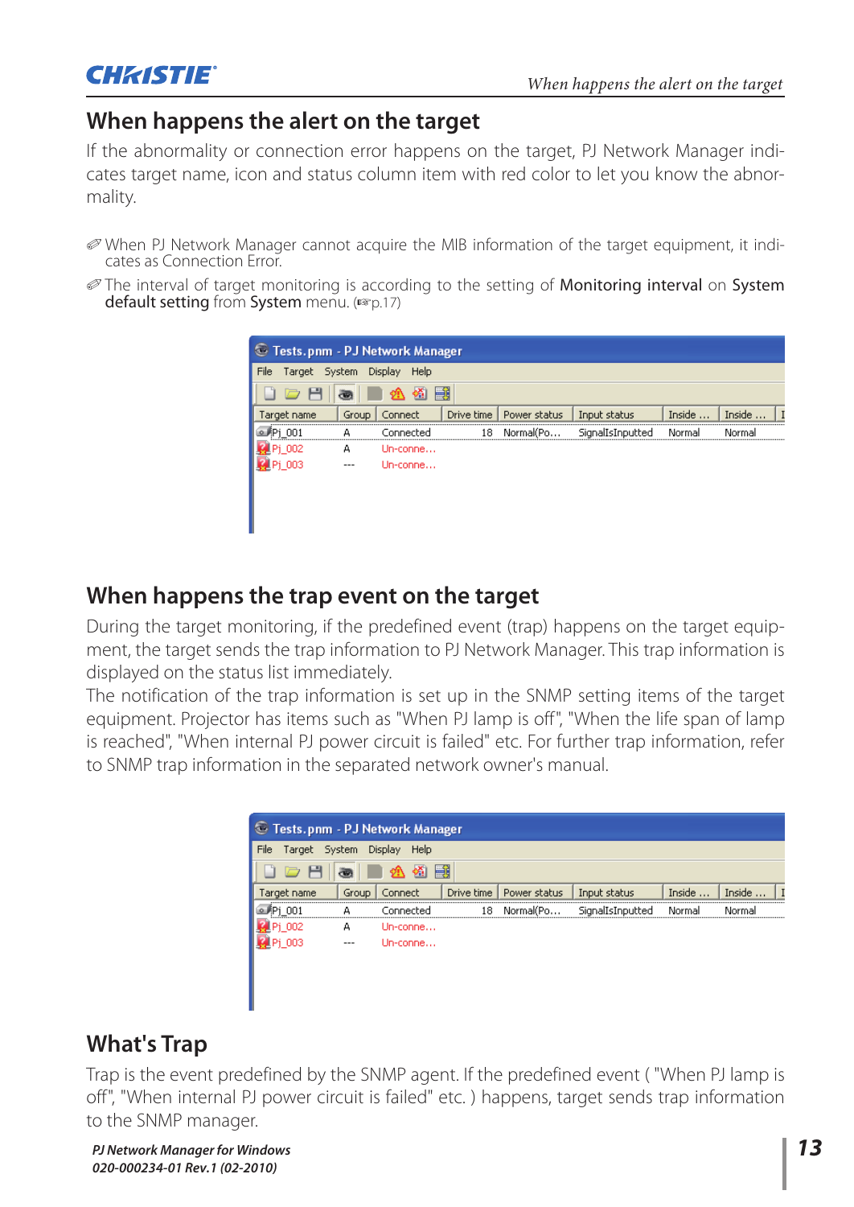# When happens the alert on the target

If the abnormality or connection error happens on the target, PJ Network Manager indicates target name, icon and status column item with red color to let you know the abnormality.

✐ When PJ Network Manager cannot acquire the MIB information of the target equipment, it indicates as Connection Error.

✐ The interval of target monitoring is according to the setting of **Monitoring interval** on **System default setting** from **System** menu. (☞p.17)

# When happens the trap event on the target

During the target monitoring, if the predefined event (trap) happens on the target equipment, the target sends the trap information to PJ Network Manager. This trap information is displayed on the status list immediately.

The notification of the trap information is set up in the SNMP setting items of the target equipment. Projector has items such as "When PJ lamp is off", "When the life span of lamp is reached", "When internal PJ power circuit is failed" etc. For further trap information, refer to SNMP trap information in the separated network owner's manual.

# What's Trap

Trap is the event predefined by the SNMP agent. If the predefined event ( "When PJ lamp is off", "When internal PJ power circuit is failed" etc. ) happens, target sends trap information to the SNMP manager.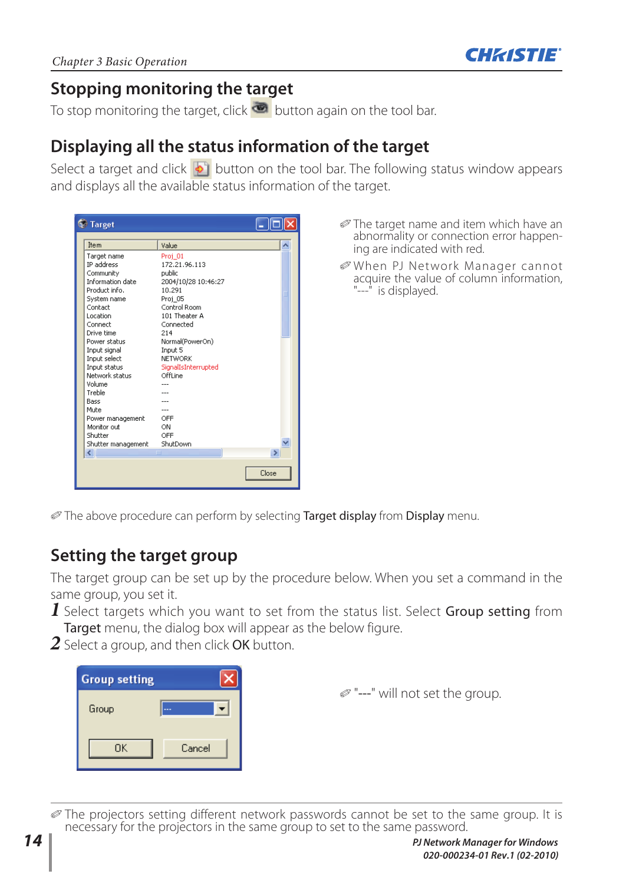## Stopping monitoring the target

To stop monitoring the target, click button again on the tool bar.

## Displaying all the status information of the target

Select a target and click button on the tool bar. The following status window appears and displays all the available status information of the target.

| Item | Value |
|---|---|
| Target name | Proj_01 |
| IP address | 172.21.96.113 |
| Community | public |
| Information date | 2004/10/28 10:46:27 |
| Product info. | 10.291 |
| System name | Proj_05 |
| Contact | Control Room |
| Location | 101 Theater A |
| Connect | Connected |
| Drive time | 214 |
| Power status | Normal(PowerOn) |
| Input signal | Input 5 |
| Input select | NETWORK |
| Input status | SignalIsInterrupted |
| Network status | OffLine |
| Volume | --- |
| Treble | --- |
| Bass | --- |
| Mute | --- |
| Power management | OFF |
| Monitor out | ON |
| Shutter | OFF |
| Shutter management | ShutDown |

✐ The target name and item which have an abnormality or connection error happening are indicated with red.

✐ When PJ Network Manager cannot acquire the value of column information, "---" is displayed.

✐ The above procedure can perform by selecting **Target display** from **Display** menu.

## Setting the target group

The target group can be set up by the procedure below. When you set a command in the same group, you set it.

1. Select targets which you want to set from the status list. Select **Group setting** from **Target** menu, the dialog box will appear as the below figure.
2. Select a group, and then click **OK** button.

Group setting

Group [---]

OK | Cancel

✐ "---" will not set the group.

✐ The projectors setting different network passwords cannot be set to the same group. It is necessary for the projectors in the same group to set to the same password.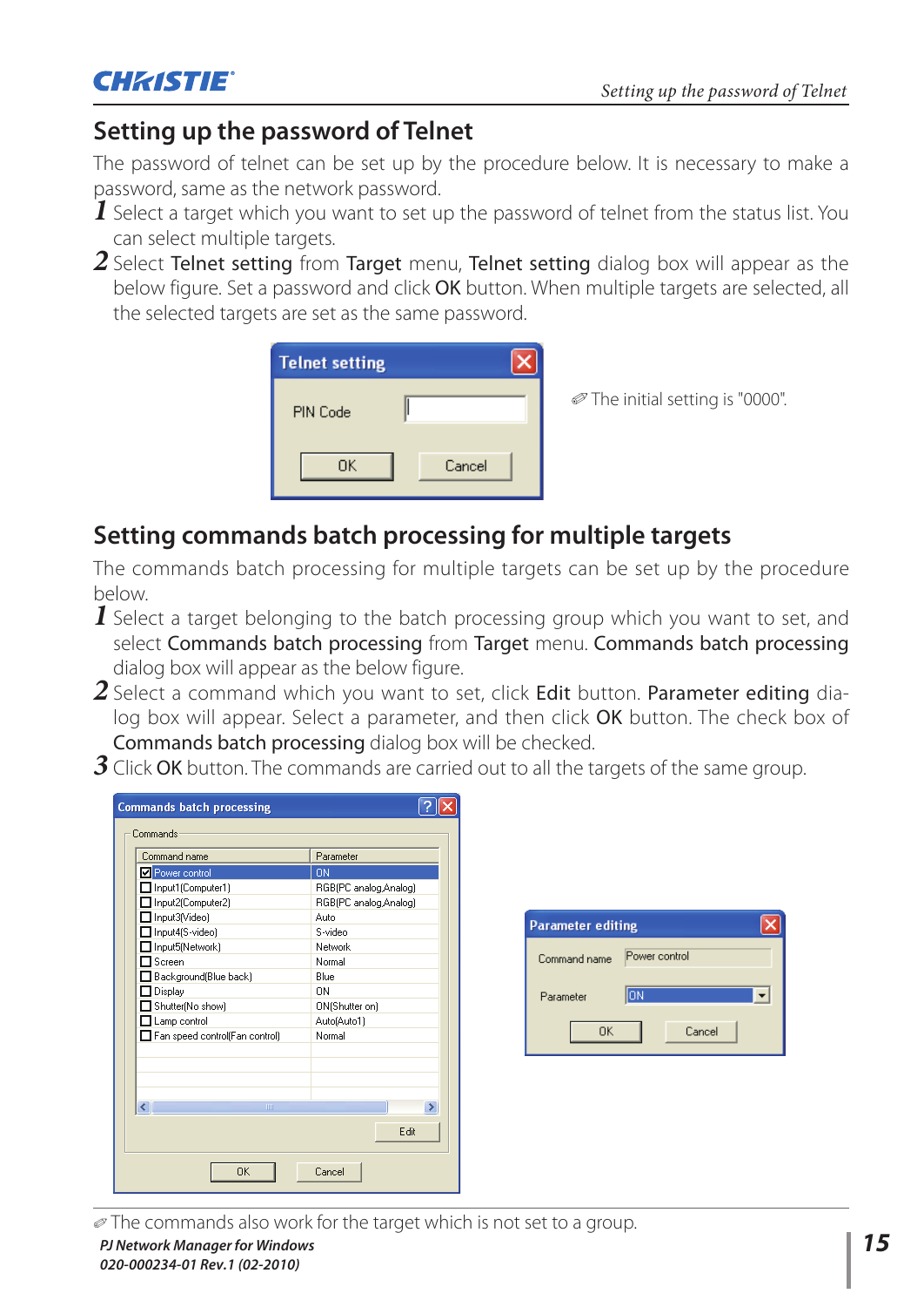## Setting up the password of Telnet

The password of telnet can be set up by the procedure below. It is necessary to make a password, same as the network password.

1. Select a target which you want to set up the password of telnet from the status list. You can select multiple targets.
2. Select **Telnet setting** from **Target** menu, **Telnet setting** dialog box will appear as the below figure. Set a password and click **OK** button. When multiple targets are selected, all the selected targets are set as the same password.

✐ The initial setting is "0000".

## Setting commands batch processing for multiple targets

The commands batch processing for multiple targets can be set up by the procedure below.

1. Select a target belonging to the batch processing group which you want to set, and select **Commands batch processing** from **Target** menu. **Commands batch processing** dialog box will appear as the below figure.
2. Select a command which you want to set, click **Edit** button. **Parameter editing** dialog box will appear. Select a parameter, and then click **OK** button. The check box of **Commands batch processing** dialog box will be checked.
3. Click **OK** button. The commands are carried out to all the targets of the same group.

✐ The commands also work for the target which is not set to a group.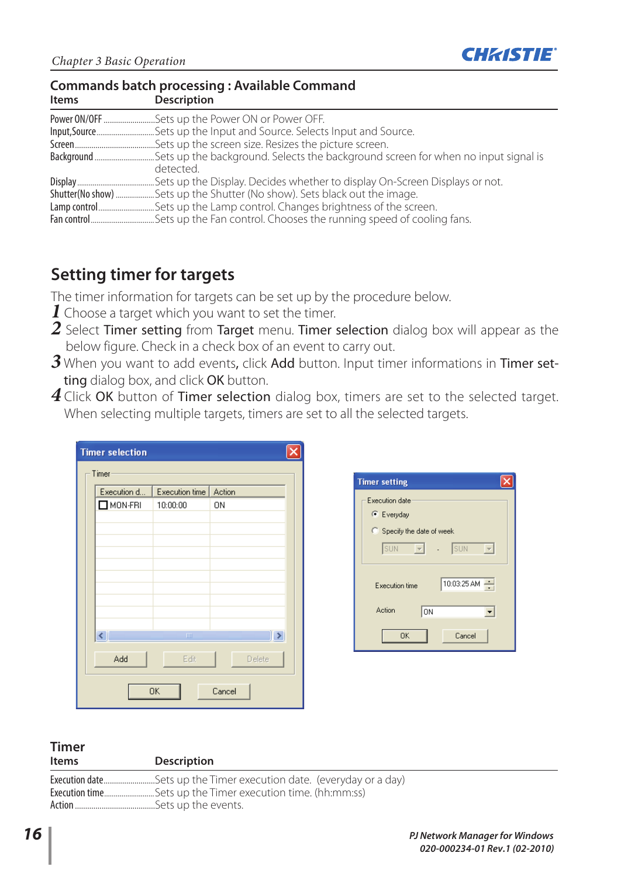## Commands batch processing : Available Command

| Items | Description |
|---|---|
| Power ON/OFF | Sets up the Power ON or Power OFF. |
| Input,Source | Sets up the Input and Source. Selects Input and Source. |
| Screen | Sets up the screen size. Resizes the picture screen. |
| Background | Sets up the background. Selects the background screen for when no input signal is detected. |
| Display | Sets up the Display. Decides whether to display On-Screen Displays or not. |
| Shutter(No show) | Sets up the Shutter (No show). Sets black out the image. |
| Lamp control | Sets up the Lamp control. Changes brightness of the screen. |
| Fan control | Sets up the Fan control. Chooses the running speed of cooling fans. |

## Setting timer for targets

The timer information for targets can be set up by the procedure below.

1. Choose a target which you want to set the timer.
2. Select **Timer setting** from **Target** menu. **Timer selection** dialog box will appear as the below figure. Check in a check box of an event to carry out.
3. When you want to add events, click **Add** button. Input timer informations in **Timer setting** dialog box, and click **OK** button.
4. Click **OK** button of **Timer selection** dialog box, timers are set to the selected target. When selecting multiple targets, timers are set to all the selected targets.

### Timer

| Items | Description |
|---|---|
| Execution date | Sets up the Timer execution date. (everyday or a day) |
| Execution time | Sets up the Timer execution time. (hh:mm:ss) |
| Action | Sets up the events. |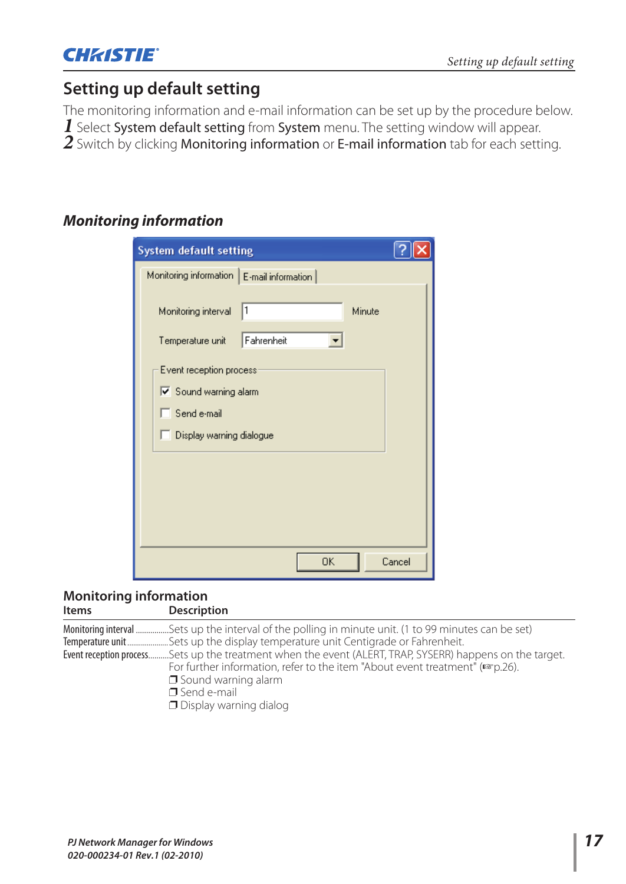# Setting up default setting

The monitoring information and e-mail information can be set up by the procedure below.

1. Select **System default setting** from **System** menu. The setting window will appear.
2. Switch by clicking **Monitoring information** or **E-mail information** tab for each setting.

### *Monitoring information*

## Monitoring information

| Items | Description |
|---|---|
| Monitoring interval | Sets up the interval of the polling in minute unit. (1 to 99 minutes can be set) |
| Temperature unit | Sets up the display temperature unit Centigrade or Fahrenheit. |
| Event reception process | Sets up the treatment when the event (ALERT, TRAP, SYSERR) happens on the target. For further information, refer to the item "About event treatment" (☞p.26). ❒ Sound warning alarm ❒ Send e-mail ❒ Display warning dialog |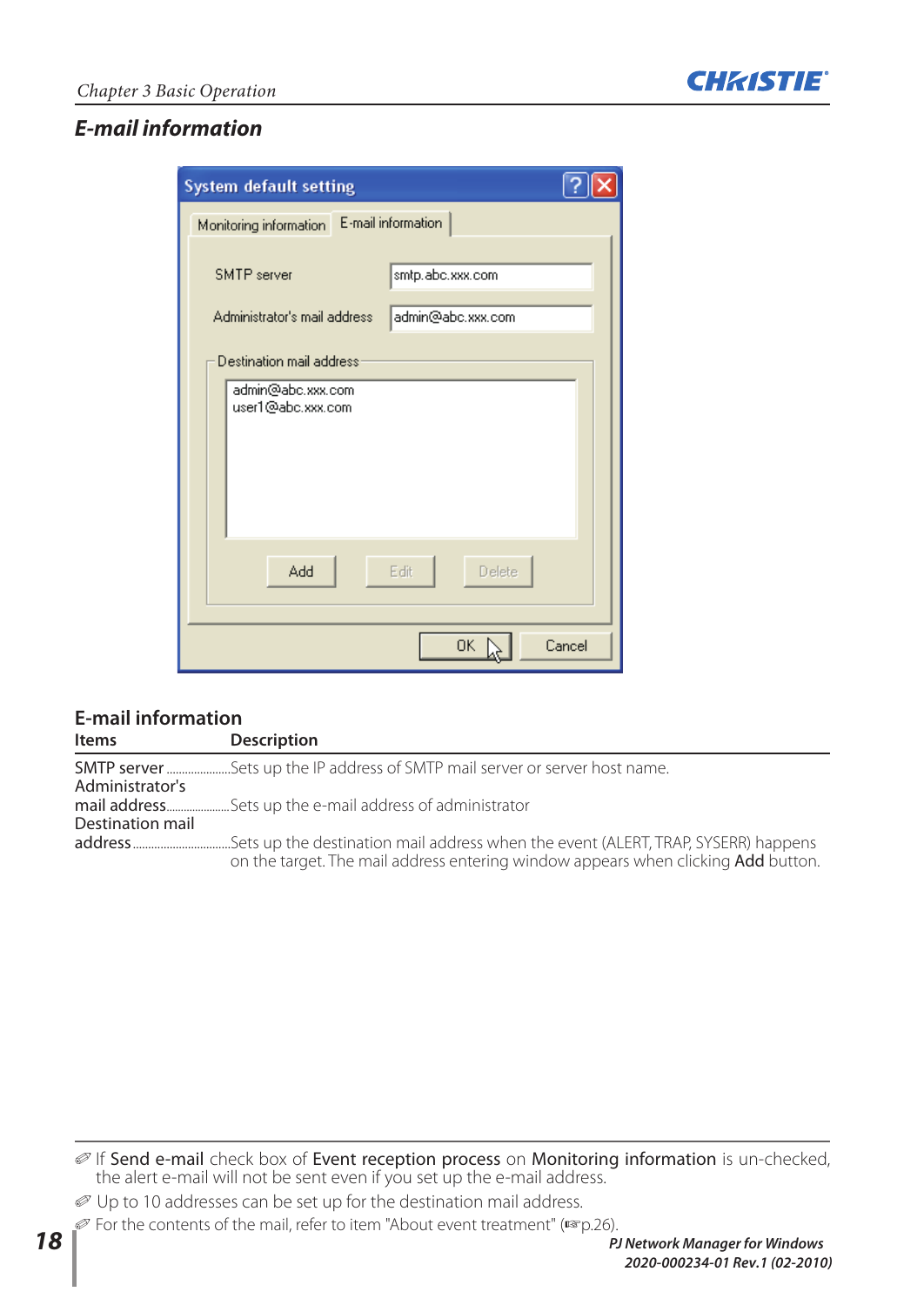## *E-mail information*

### E-mail information

| Items | Description |
|---|---|
| SMTP server | Sets up the IP address of SMTP mail server or server host name. |
| Administrator's mail address | Sets up the e-mail address of administrator |
| Destination mail address | Sets up the destination mail address when the event (ALERT, TRAP, SYSERR) happens on the target. The mail address entering window appears when clicking **Add** button. |

- ✐ If **Send e-mail** check box of **Event reception process** on **Monitoring information** is un-checked, the alert e-mail will not be sent even if you set up the e-mail address.
- ✐ Up to 10 addresses can be set up for the destination mail address.
- ✐ For the contents of the mail, refer to item "About event treatment" (☞p.26).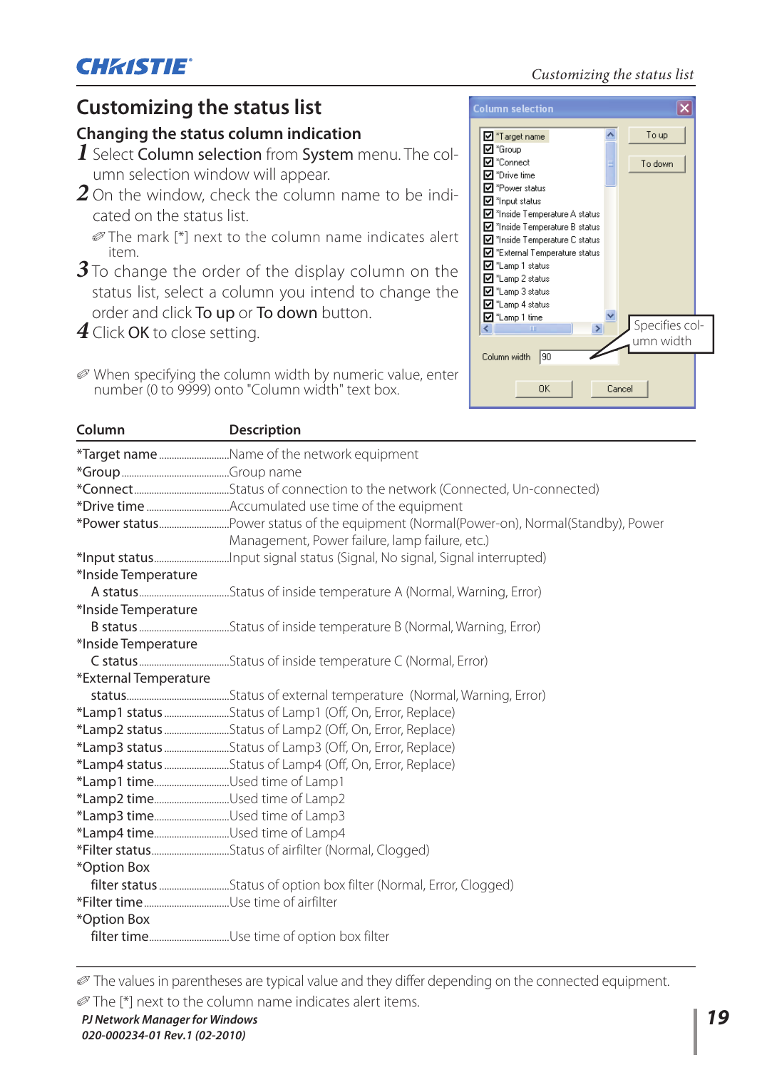# Customizing the status list

## Changing the status column indication

1. Select **Column selection** from **System** menu. The column selection window will appear.
2. On the window, check the column name to be indicated on the status list.

   ✐ The mark [*] next to the column name indicates alert item.
3. To change the order of the display column on the status list, select a column you intend to change the order and click **To up** or **To down** button.
4. Click **OK** to close setting.

✐ When specifying the column width by numeric value, enter number (0 to 9999) onto "Column width" text box.

| Column | Description |
|---|---|
| *Target name | Name of the network equipment |
| *Group | Group name |
| *Connect | Status of connection to the network (Connected, Un-connected) |
| *Drive time | Accumulated use time of the equipment |
| *Power status | Power status of the equipment (Normal(Power-on), Normal(Standby), Power Management, Power failure, lamp failure, etc.) |
| *Input status | Input signal status (Signal, No signal, Signal interrupted) |
| *Inside Temperature A status | Status of inside temperature A (Normal, Warning, Error) |
| *Inside Temperature B status | Status of inside temperature B (Normal, Warning, Error) |
| *Inside Temperature C status | Status of inside temperature C (Normal, Error) |
| *External Temperature status | Status of external temperature (Normal, Warning, Error) |
| *Lamp1 status | Status of Lamp1 (Off, On, Error, Replace) |
| *Lamp2 status | Status of Lamp2 (Off, On, Error, Replace) |
| *Lamp3 status | Status of Lamp3 (Off, On, Error, Replace) |
| *Lamp4 status | Status of Lamp4 (Off, On, Error, Replace) |
| *Lamp1 time | Used time of Lamp1 |
| *Lamp2 time | Used time of Lamp2 |
| *Lamp3 time | Used time of Lamp3 |
| *Lamp4 time | Used time of Lamp4 |
| *Filter status | Status of airfilter (Normal, Clogged) |
| *Option Box filter status | Status of option box filter (Normal, Error, Clogged) |
| *Filter time | Use time of airfilter |
| *Option Box filter time | Use time of option box filter |

✐ The values in parentheses are typical value and they differ depending on the connected equipment.

✐ The [*] next to the column name indicates alert items.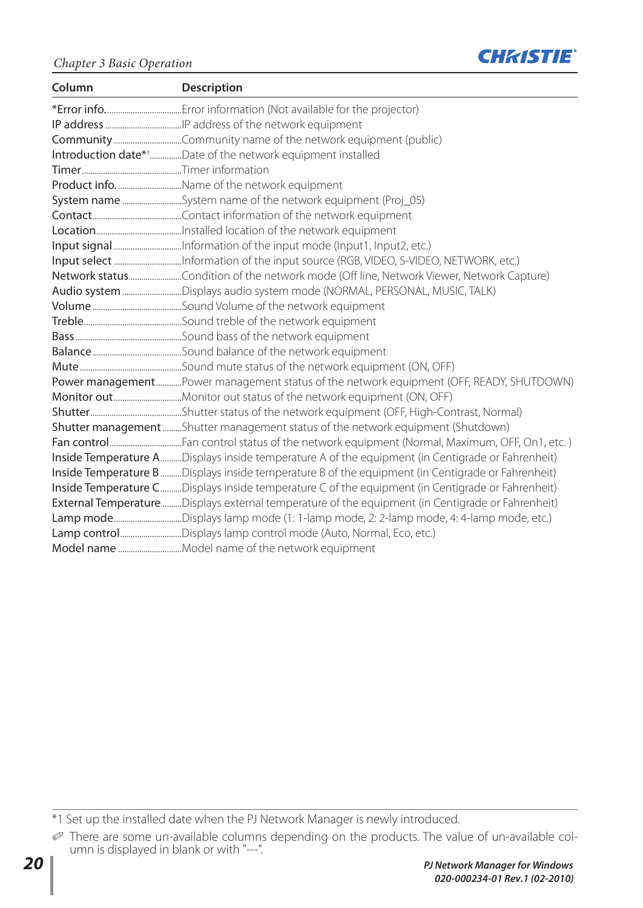| Column | Description |
|---|---|
| *Error info. | Error information (Not available for the projector) |
| IP address | IP address of the network equipment |
| Community | Community name of the network equipment (public) |
| Introduction date*1 | Date of the network equipment installed |
| Timer | Timer information |
| Product info. | Name of the network equipment |
| System name | System name of the network equipment (Proj_05) |
| Contact | Contact information of the network equipment |
| Location | Installed location of the network equipment |
| Input signal | Information of the input mode (Input1, Input2, etc.) |
| Input select | Information of the input source (RGB, VIDEO, S-VIDEO, NETWORK, etc.) |
| Network status | Condition of the network mode (Off line, Network Viewer, Network Capture) |
| Audio system | Displays audio system mode (NORMAL, PERSONAL, MUSIC, TALK) |
| Volume | Sound Volume of the network equipment |
| Treble | Sound treble of the network equipment |
| Bass | Sound bass of the network equipment |
| Balance | Sound balance of the network equipment |
| Mute | Sound mute status of the network equipment (ON, OFF) |
| Power management | Power management status of the network equipment (OFF, READY, SHUTDOWN) |
| Monitor out | Monitor out status of the network equipment (ON, OFF) |
| Shutter | Shutter status of the network equipment (OFF, High-Contrast, Normal) |
| Shutter management | Shutter management status of the network equipment (Shutdown) |
| Fan control | Fan control status of the network equipment (Normal, Maximum, OFF, On1, etc. ) |
| Inside Temperature A | Displays inside temperature A of the equipment (in Centigrade or Fahrenheit) |
| Inside Temperature B | Displays inside temperature B of the equipment (in Centigrade or Fahrenheit) |
| Inside Temperature C | Displays inside temperature C of the equipment (in Centigrade or Fahrenheit) |
| External Temperature | Displays external temperature of the equipment (in Centigrade or Fahrenheit) |
| Lamp mode | Displays lamp mode (1: 1-lamp mode, 2: 2-lamp mode, 4: 4-lamp mode, etc.) |
| Lamp control | Displays lamp control mode (Auto, Normal, Eco, etc.) |
| Model name | Model name of the network equipment |

*1 Set up the installed date when the PJ Network Manager is newly introduced.

✐ There are some un-available columns depending on the products. The value of un-available column is displayed in blank or with "---".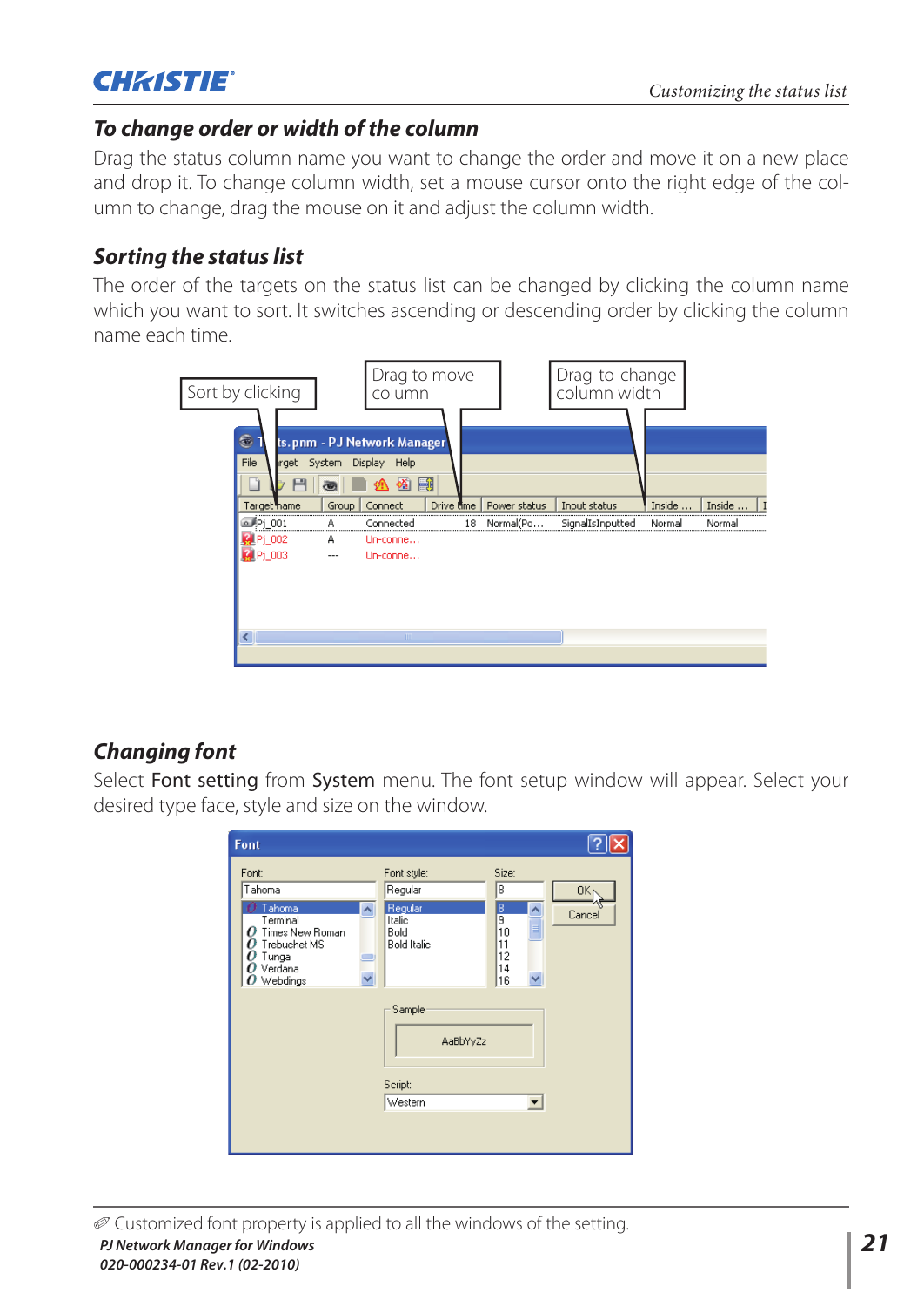### To change order or width of the column

Drag the status column name you want to change the order and move it on a new place and drop it. To change column width, set a mouse cursor onto the right edge of the column to change, drag the mouse on it and adjust the column width.

### Sorting the status list

The order of the targets on the status list can be changed by clicking the column name which you want to sort. It switches ascending or descending order by clicking the column name each time.

### Changing font

Select **Font setting** from **System** menu. The font setup window will appear. Select your desired type face, style and size on the window.

✐ Customized font property is applied to all the windows of the setting.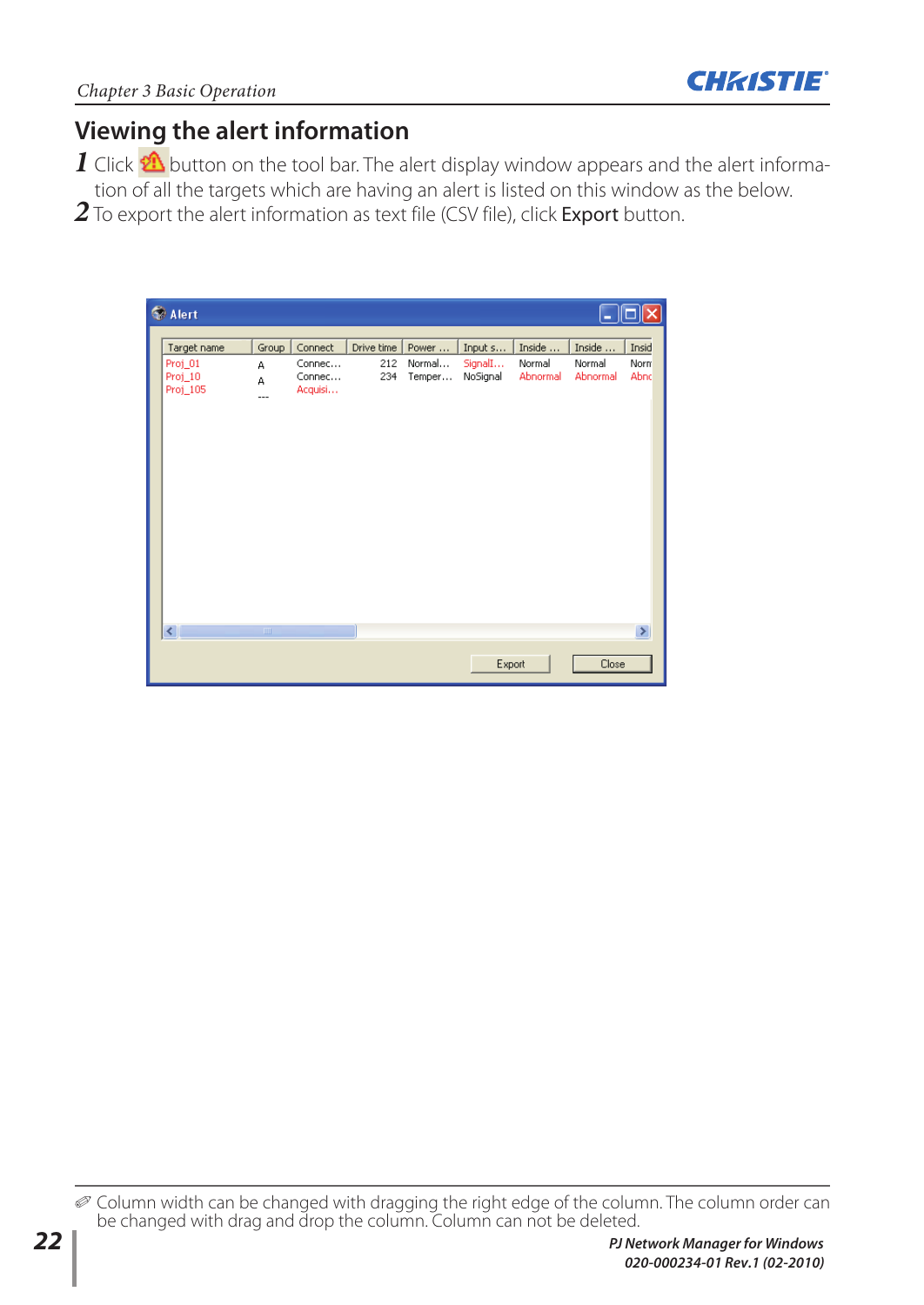## Viewing the alert information

1 Click button on the tool bar. The alert display window appears and the alert information of all the targets which are having an alert is listed on this window as the below.

2 To export the alert information as text file (CSV file), click **Export** button.

| Target name | Group | Connect | Drive time | Power ... | Input s... | Inside ... | Inside ... | Insid |
|---|---|---|---|---|---|---|---|---|
| Proj_01 | A | Connec... | 212 | Normal... | SignalI... | Normal | Normal | Norm |
| Proj_10 | A | Connec... | 234 | Temper... | NoSignal | Abnormal | Abnormal | Abnc |
| Proj_105 | --- | Acquisi... | | | | | | |

Export | Close

✐ Column width can be changed with dragging the right edge of the column. The column order can be changed with drag and drop the column. Column can not be deleted.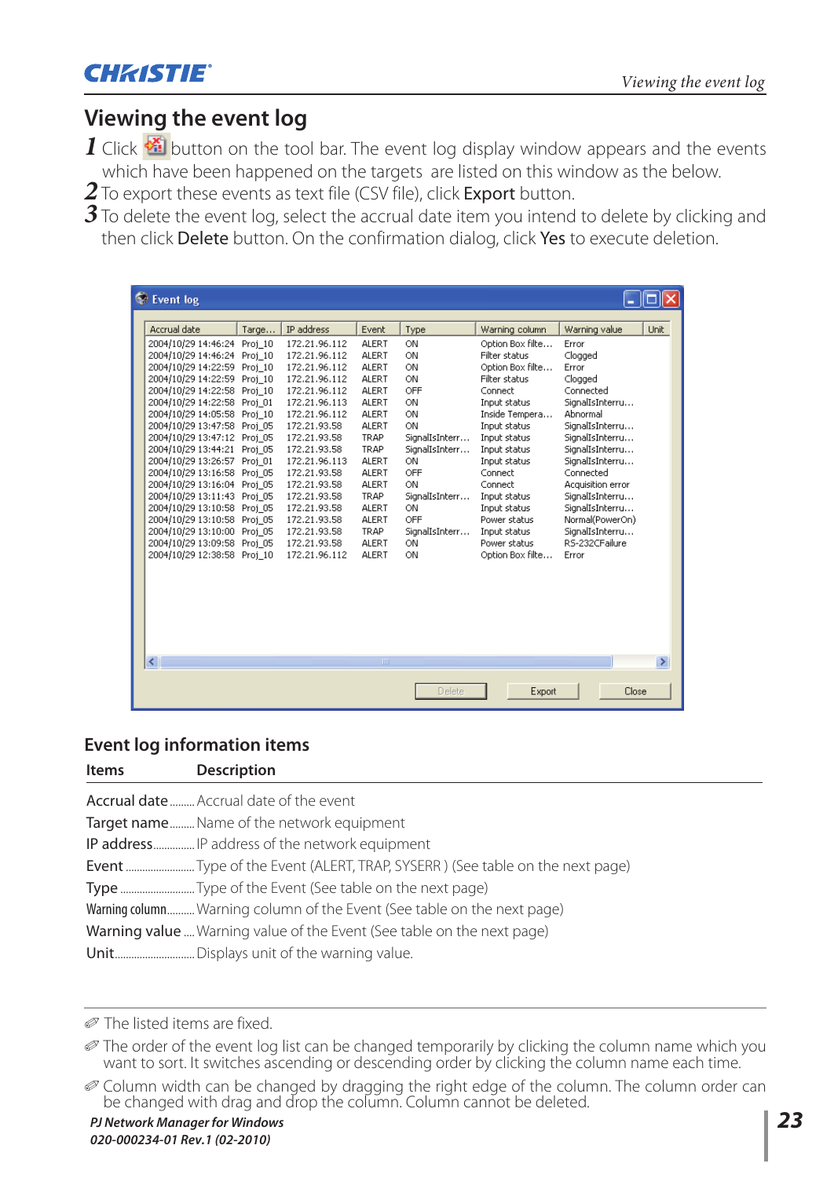# Viewing the event log

**1** Click [icon] button on the tool bar. The event log display window appears and the events which have been happened on the targets are listed on this window as the below.

**2** To export these events as text file (CSV file), click **Export** button.

**3** To delete the event log, select the accrual date item you intend to delete by clicking and then click **Delete** button. On the confirmation dialog, click **Yes** to execute deletion.

| Accrual date | Targe... | IP address | Event | Type | Warning column | Warning value | Unit |
|---|---|---|---|---|---|---|---|
| 2004/10/29 14:46:24 | Proj_10 | 172.21.96.112 | ALERT | ON | Option Box filte... | Error | |
| 2004/10/29 14:46:24 | Proj_10 | 172.21.96.112 | ALERT | ON | Filter status | Clogged | |
| 2004/10/29 14:22:59 | Proj_10 | 172.21.96.112 | ALERT | ON | Option Box filte... | Error | |
| 2004/10/29 14:22:59 | Proj_10 | 172.21.96.112 | ALERT | ON | Filter status | Clogged | |
| 2004/10/29 14:22:58 | Proj_10 | 172.21.96.112 | ALERT | OFF | Connect | Connected | |
| 2004/10/29 14:22:58 | Proj_01 | 172.21.96.113 | ALERT | ON | Input status | SignalIsInterru... | |
| 2004/10/29 14:05:58 | Proj_10 | 172.21.96.112 | ALERT | ON | Inside Tempera... | Abnormal | |
| 2004/10/29 13:47:58 | Proj_05 | 172.21.93.58 | ALERT | ON | Input status | SignalIsInterru... | |
| 2004/10/29 13:47:12 | Proj_05 | 172.21.93.58 | TRAP | SignalIsInterr... | Input status | SignalIsInterru... | |
| 2004/10/29 13:44:21 | Proj_05 | 172.21.93.58 | TRAP | SignalIsInterr... | Input status | SignalIsInterru... | |
| 2004/10/29 13:26:57 | Proj_01 | 172.21.96.113 | ALERT | ON | Input status | SignalIsInterru... | |
| 2004/10/29 13:16:58 | Proj_05 | 172.21.93.58 | ALERT | OFF | Connect | Connected | |
| 2004/10/29 13:16:04 | Proj_05 | 172.21.93.58 | ALERT | ON | Connect | Acquisition error | |
| 2004/10/29 13:11:43 | Proj_05 | 172.21.93.58 | TRAP | SignalIsInterr... | Input status | SignalIsInterru... | |
| 2004/10/29 13:10:58 | Proj_05 | 172.21.93.58 | ALERT | ON | Input status | SignalIsInterru... | |
| 2004/10/29 13:10:58 | Proj_05 | 172.21.93.58 | ALERT | OFF | Power status | Normal(PowerOn) | |
| 2004/10/29 13:10:00 | Proj_05 | 172.21.93.58 | TRAP | SignalIsInterr... | Input status | SignalIsInterru... | |
| 2004/10/29 13:09:58 | Proj_05 | 172.21.93.58 | ALERT | ON | Power status | RS-232CFailure | |
| 2004/10/29 12:38:58 | Proj_10 | 172.21.96.112 | ALERT | ON | Option Box filte... | Error | |

Delete | Export | Close

## Event log information items

| Items | Description |
|---|---|
| Accrual date | Accrual date of the event |
| Target name | Name of the network equipment |
| IP address | IP address of the network equipment |
| Event | Type of the Event (ALERT, TRAP, SYSERR ) (See table on the next page) |
| Type | Type of the Event (See table on the next page) |
| Warning column | Warning column of the Event (See table on the next page) |
| Warning value | Warning value of the Event (See table on the next page) |
| Unit | Displays unit of the warning value. |

✐ The listed items are fixed.

✐ The order of the event log list can be changed temporarily by clicking the column name which you want to sort. It switches ascending or descending order by clicking the column name each time.

✐ Column width can be changed by dragging the right edge of the column. The column order can be changed with drag and drop the column. Column cannot be deleted.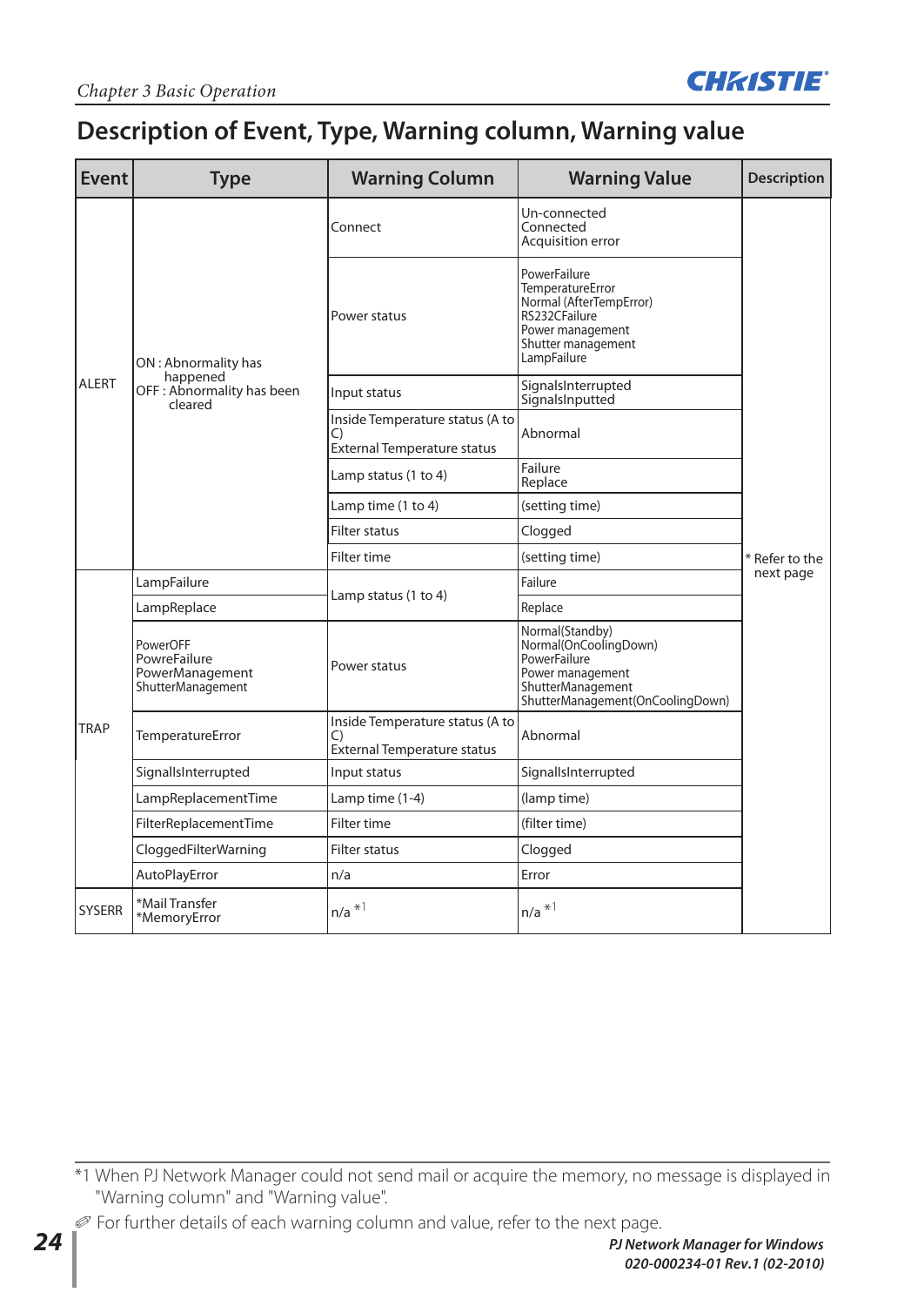## Description of Event, Type, Warning column, Warning value

| Event | Type | Warning Column | Warning Value | Description |
|---|---|---|---|---|
| ALERT | ON : Abnormality has happened<br>OFF : Abnormality has been cleared | Connect | Un-connected<br>Connected<br>Acquisition error | * Refer to the next page |
| | | Power status | PowerFailure<br>TemperatureError<br>Normal (AfterTempError)<br>RS232CFailure<br>Power management<br>Shutter management<br>LampFailure | |
| | | Input status | SignalsInterrupted<br>SignalsInputted | |
| | | Inside Temperature status (A to C)<br>External Temperature status | Abnormal | |
| | | Lamp status (1 to 4) | Failure<br>Replace | |
| | | Lamp time (1 to 4) | (setting time) | |
| | | Filter status | Clogged | |
| | | Filter time | (setting time) | |
| TRAP | LampFailure | Lamp status (1 to 4) | Failure | |
| | LampReplace | | Replace | |
| | PowerOFF<br>PowreFailure<br>PowerManagement<br>ShutterManagement | Power status | Normal(Standby)<br>Normal(OnCoolingDown)<br>PowerFailure<br>Power management<br>ShutterManagement<br>ShutterManagement(OnCoolingDown) | |
| | TemperatureError | Inside Temperature status (A to C)<br>External Temperature status | Abnormal | |
| | SignalIsInterrupted | Input status | SignalIsInterrupted | |
| | LampReplacementTime | Lamp time (1-4) | (lamp time) | |
| | FilterReplacementTime | Filter time | (filter time) | |
| | CloggedFilterWarning | Filter status | Clogged | |
| | AutoPlayError | n/a | Error | |
| SYSERR | *Mail Transfer<br>*MemoryError | n/a *1 | n/a *1 | |

*1 When PJ Network Manager could not send mail or acquire the memory, no message is displayed in "Warning column" and "Warning value".

✐ For further details of each warning column and value, refer to the next page.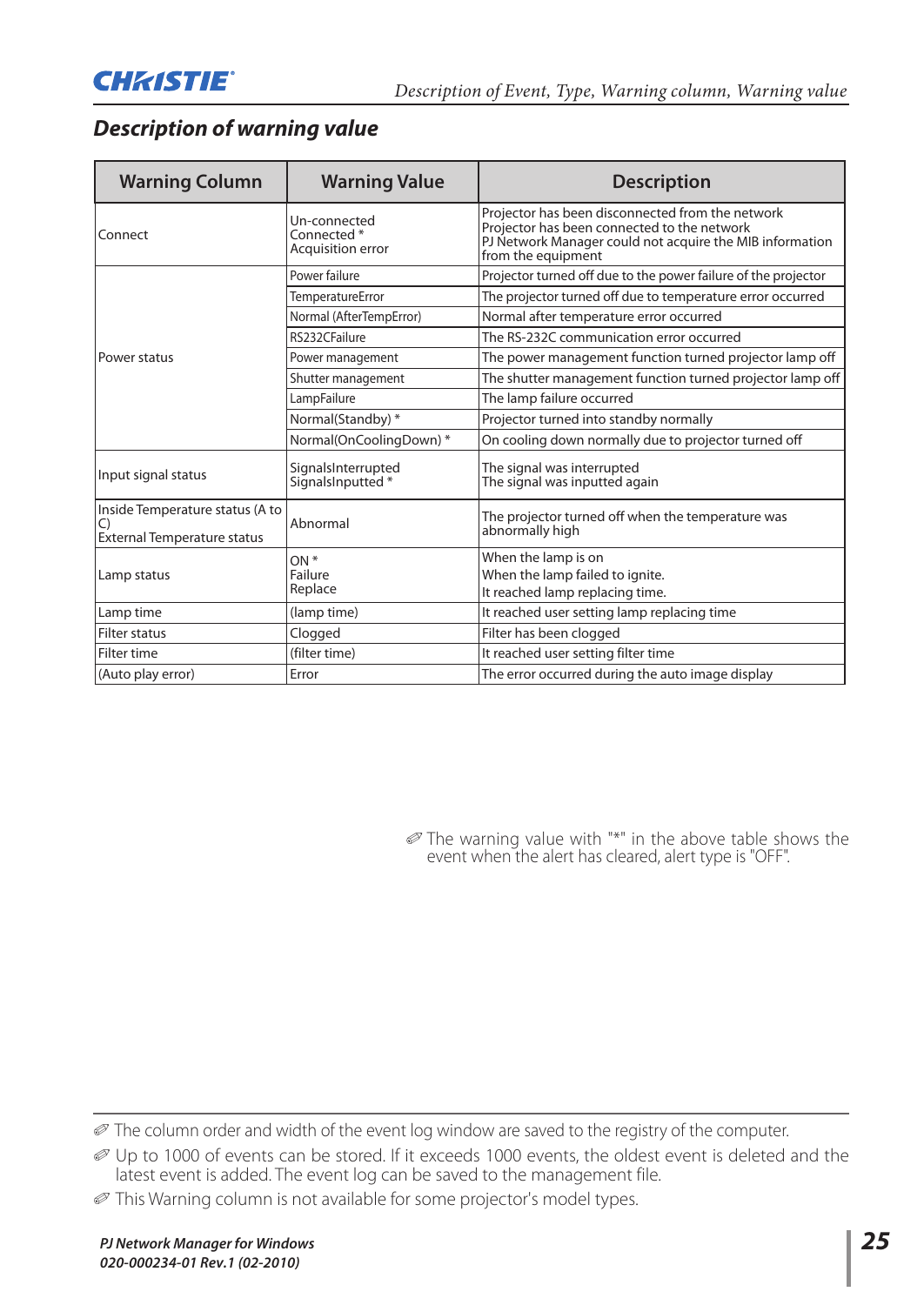## Description of warning value

| Warning Column | Warning Value | Description |
|---|---|---|
| Connect | Un-connected<br>Connected *<br>Acquisition error | Projector has been disconnected from the network<br>Projector has been connected to the network<br>PJ Network Manager could not acquire the MIB information from the equipment |
| Power status | Power failure | Projector turned off due to the power failure of the projector |
| | TemperatureError | The projector turned off due to temperature error occurred |
| | Normal (AfterTempError) | Normal after temperature error occurred |
| | RS232CFailure | The RS-232C communication error occurred |
| | Power management | The power management function turned projector lamp off |
| | Shutter management | The shutter management function turned projector lamp off |
| | LampFailure | The lamp failure occurred |
| | Normal(Standby) * | Projector turned into standby normally |
| | Normal(OnCoolingDown) * | On cooling down normally due to projector turned off |
| Input signal status | SignalsInterrupted<br>SignalsInputted * | The signal was interrupted<br>The signal was inputted again |
| Inside Temperature status (A to C)<br>External Temperature status | Abnormal | The projector turned off when the temperature was abnormally high |
| Lamp status | ON *<br>Failure<br>Replace | When the lamp is on<br>When the lamp failed to ignite.<br>It reached lamp replacing time. |
| Lamp time | (lamp time) | It reached user setting lamp replacing time |
| Filter status | Clogged | Filter has been clogged |
| Filter time | (filter time) | It reached user setting filter time |
| (Auto play error) | Error | The error occurred during the auto image display |

✐ The warning value with "*" in the above table shows the event when the alert has cleared, alert type is "OFF".

---

✐ The column order and width of the event log window are saved to the registry of the computer.

✐ Up to 1000 of events can be stored. If it exceeds 1000 events, the oldest event is deleted and the latest event is added. The event log can be saved to the management file.

✐ This Warning column is not available for some projector's model types.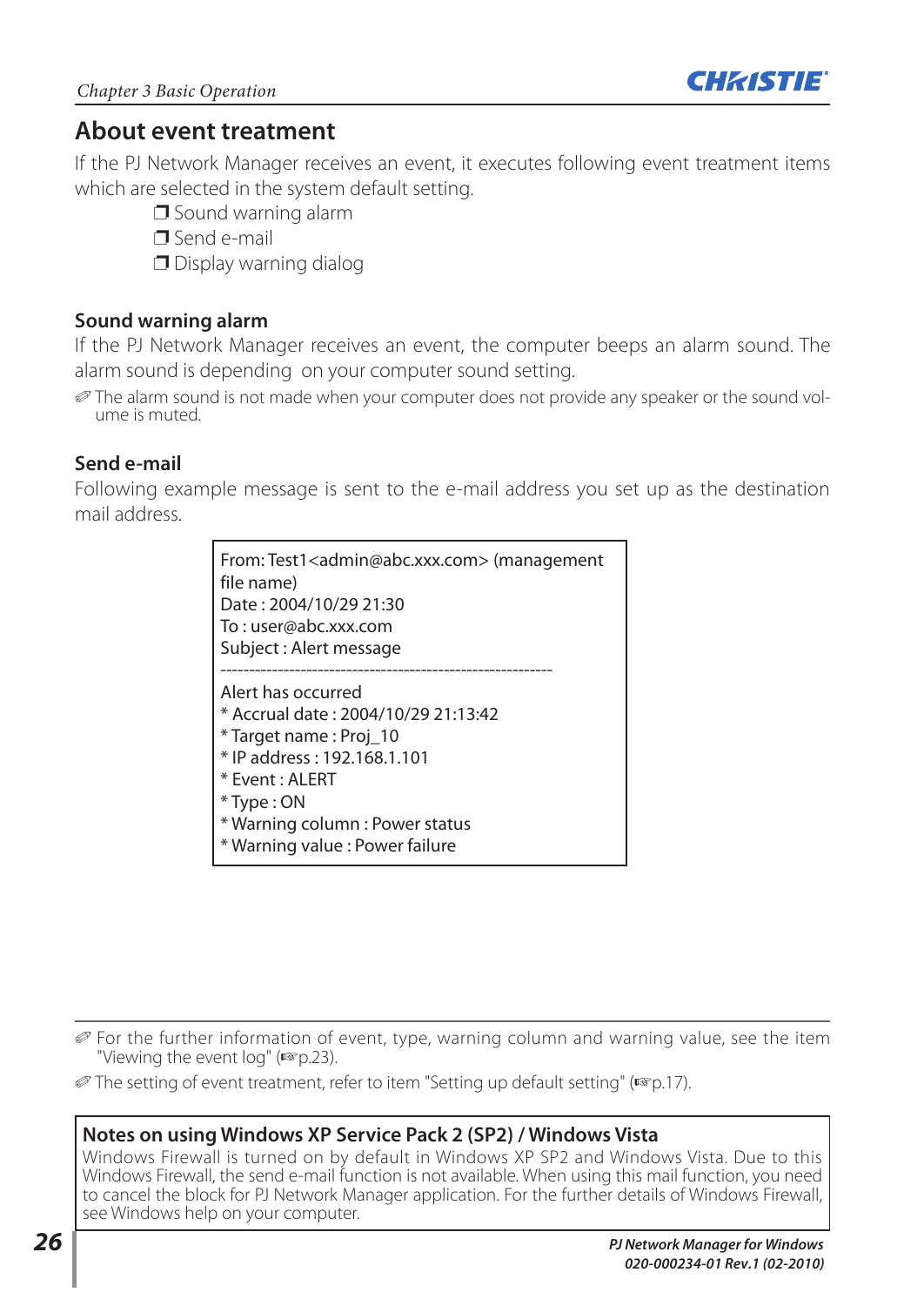## About event treatment

If the PJ Network Manager receives an event, it executes following event treatment items which are selected in the system default setting.

- ❒ Sound warning alarm
- ❒ Send e-mail
- ❒ Display warning dialog

### Sound warning alarm

If the PJ Network Manager receives an event, the computer beeps an alarm sound. The alarm sound is depending on your computer sound setting.

✐ The alarm sound is not made when your computer does not provide any speaker or the sound volume is muted.

### Send e-mail

Following example message is sent to the e-mail address you set up as the destination mail address.

```
From: Test1<admin@abc.xxx.com> (management file name)
Date : 2004/10/29 21:30
To : user@abc.xxx.com
Subject : Alert message
-------------------------------------------------------------
Alert has occurred
* Accrual date : 2004/10/29 21:13:42
* Target name : Proj_10
* IP address : 192.168.1.101
* Event : ALERT
* Type : ON
* Warning column : Power status
* Warning value : Power failure
```

✐ For the further information of event, type, warning column and warning value, see the item "Viewing the event log" (☞p.23).

✐ The setting of event treatment, refer to item "Setting up default setting" (☞p.17).

**Notes on using Windows XP Service Pack 2 (SP2) / Windows Vista**

Windows Firewall is turned on by default in Windows XP SP2 and Windows Vista. Due to this Windows Firewall, the send e-mail function is not available. When using this mail function, you need to cancel the block for PJ Network Manager application. For the further details of Windows Firewall, see Windows help on your computer.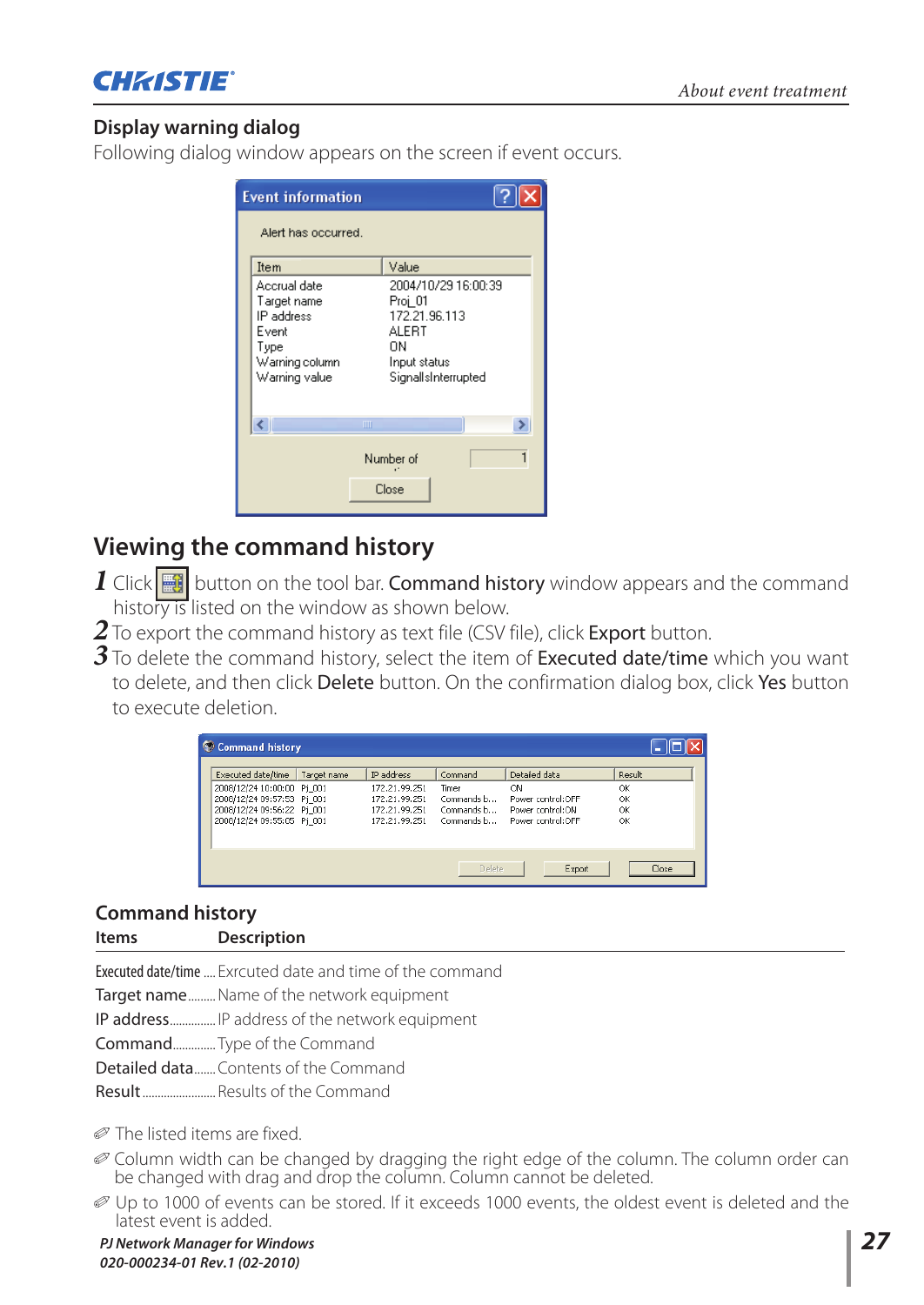### Display warning dialog

Following dialog window appears on the screen if event occurs.

## Viewing the command history

1. Click button on the tool bar. **Command history** window appears and the command history is listed on the window as shown below.
2. To export the command history as text file (CSV file), click **Export** button.
3. To delete the command history, select the item of **Executed date/time** which you want to delete, and then click **Delete** button. On the confirmation dialog box, click **Yes** button to execute deletion.

### Command history

| Items | Description |
|---|---|
| Executed date/time | Exrcuted date and time of the command |
| Target name | Name of the network equipment |
| IP address | IP address of the network equipment |
| Command | Type of the Command |
| Detailed data | Contents of the Command |
| Result | Results of the Command |

✐ The listed items are fixed.

✐ Column width can be changed by dragging the right edge of the column. The column order can be changed with drag and drop the column. Column cannot be deleted.

✐ Up to 1000 of events can be stored. If it exceeds 1000 events, the oldest event is deleted and the latest event is added.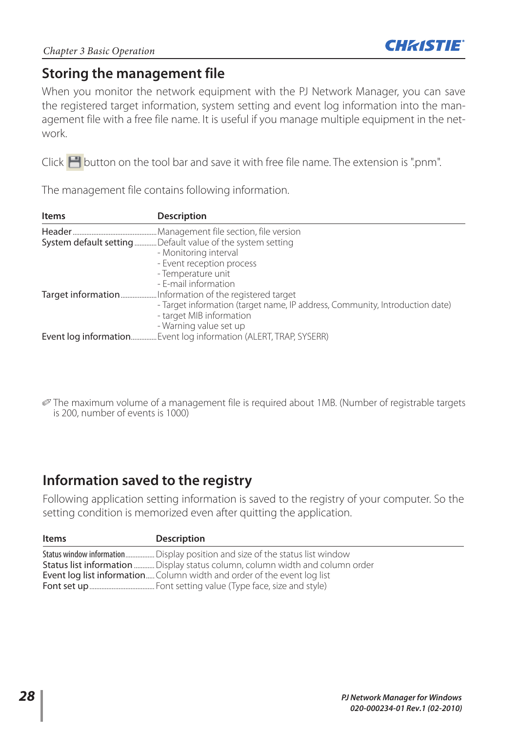## Storing the management file

When you monitor the network equipment with the PJ Network Manager, you can save the registered target information, system setting and event log information into the management file with a free file name. It is useful if you manage multiple equipment in the network.

Click button on the tool bar and save it with free file name. The extension is ".pnm".

The management file contains following information.

| Items | Description |
|---|---|
| Header | Management file section, file version |
| System default setting | Default value of the system setting<br>- Monitoring interval<br>- Event reception process<br>- Temperature unit<br>- E-mail information |
| Target information | Information of the registered target<br>- Target information (target name, IP address, Community, Introduction date)<br>- target MIB information<br>- Warning value set up |
| Event log information | Event log information (ALERT, TRAP, SYSERR) |

✐ The maximum volume of a management file is required about 1MB. (Number of registrable targets is 200, number of events is 1000)

## Information saved to the registry

Following application setting information is saved to the registry of your computer. So the setting condition is memorized even after quitting the application.

| Items | Description |
|---|---|
| Status window information | Display position and size of the status list window |
| Status list information | Display status column, column width and column order |
| Event log list information | Column width and order of the event log list |
| Font set up | Font setting value (Type face, size and style) |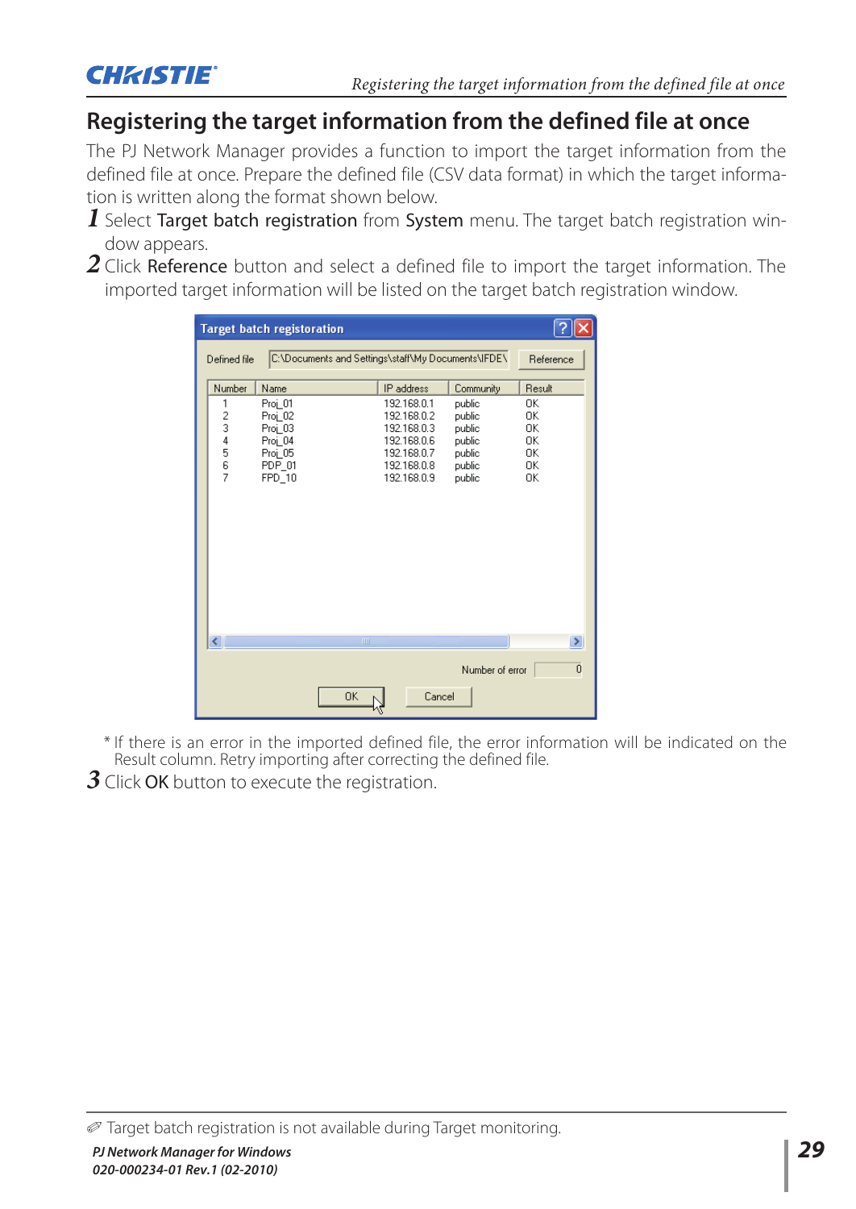# Registering the target information from the defined file at once

The PJ Network Manager provides a function to import the target information from the defined file at once. Prepare the defined file (CSV data format) in which the target information is written along the format shown below.

1. Select **Target batch registration** from **System** menu. The target batch registration window appears.
2. Click **Reference** button and select a defined file to import the target information. The imported target information will be listed on the target batch registration window.

Target batch registoration

Defined file: C:\Documents and Settings\staff\My Documents\IFDE\ | Reference

| Number | Name | IP address | Community | Result |
|---|---|---|---|---|
| 1 | Proj_01 | 192.168.0.1 | public | OK |
| 2 | Proj_02 | 192.168.0.2 | public | OK |
| 3 | Proj_03 | 192.168.0.3 | public | OK |
| 4 | Proj_04 | 192.168.0.6 | public | OK |
| 5 | Proj_05 | 192.168.0.7 | public | OK |
| 6 | PDP_01 | 192.168.0.8 | public | OK |
| 7 | FPD_10 | 192.168.0.9 | public | OK |

Number of error: 0

OK | Cancel

* If there is an error in the imported defined file, the error information will be indicated on the Result column. Retry importing after correcting the defined file.

3. Click **OK** button to execute the registration.

✐ Target batch registration is not available during Target monitoring.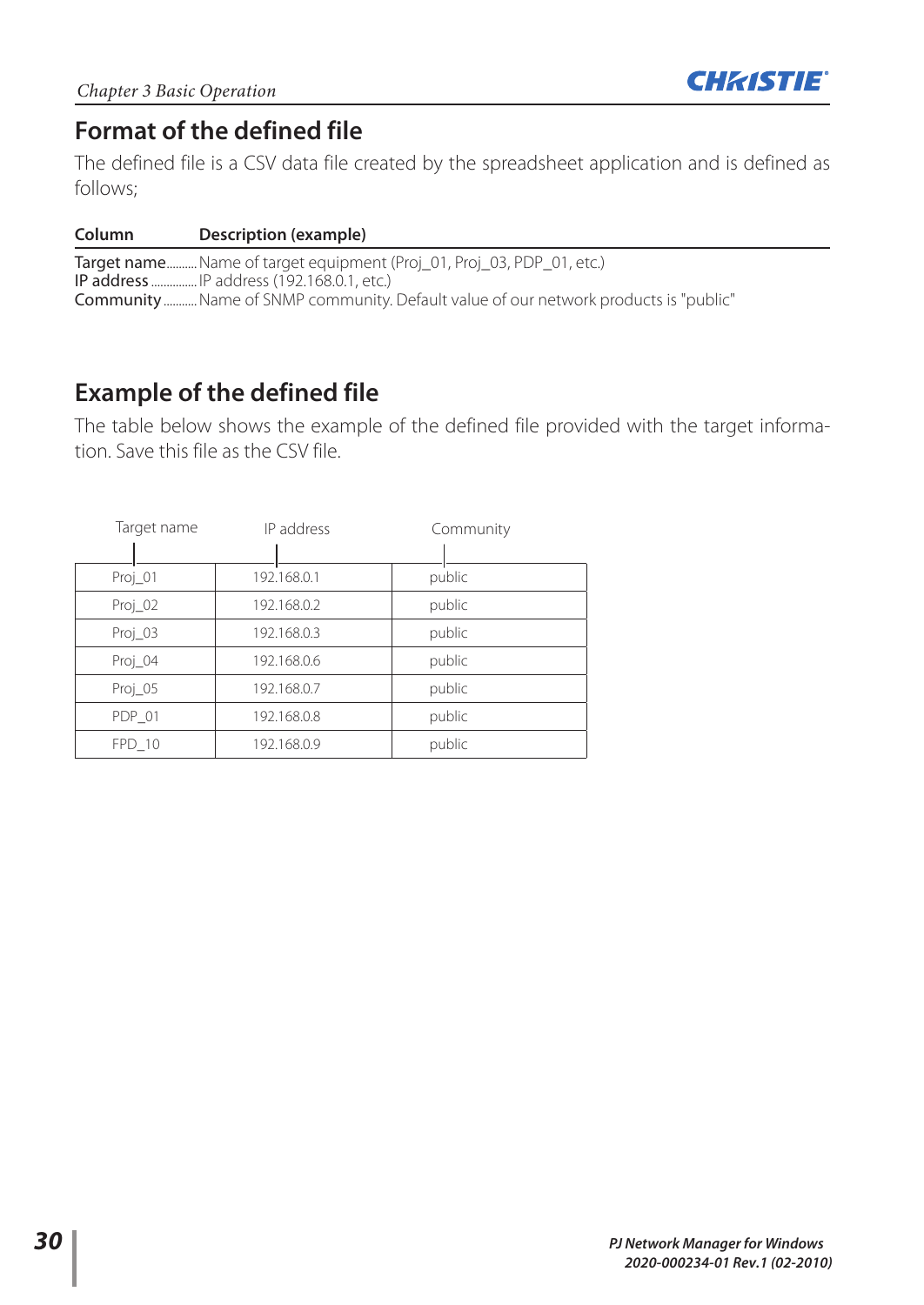## Format of the defined file

The defined file is a CSV data file created by the spreadsheet application and is defined as follows;

| Column | Description (example) |
|---|---|
| Target name | Name of target equipment (Proj_01, Proj_03, PDP_01, etc.) |
| IP address | IP address (192.168.0.1, etc.) |
| Community | Name of SNMP community. Default value of our network products is "public" |

## Example of the defined file

The table below shows the example of the defined file provided with the target information. Save this file as the CSV file.

| Target name | IP address | Community |
|---|---|---|
| Proj_01 | 192.168.0.1 | public |
| Proj_02 | 192.168.0.2 | public |
| Proj_03 | 192.168.0.3 | public |
| Proj_04 | 192.168.0.6 | public |
| Proj_05 | 192.168.0.7 | public |
| PDP_01 | 192.168.0.8 | public |
| FPD_10 | 192.168.0.9 | public |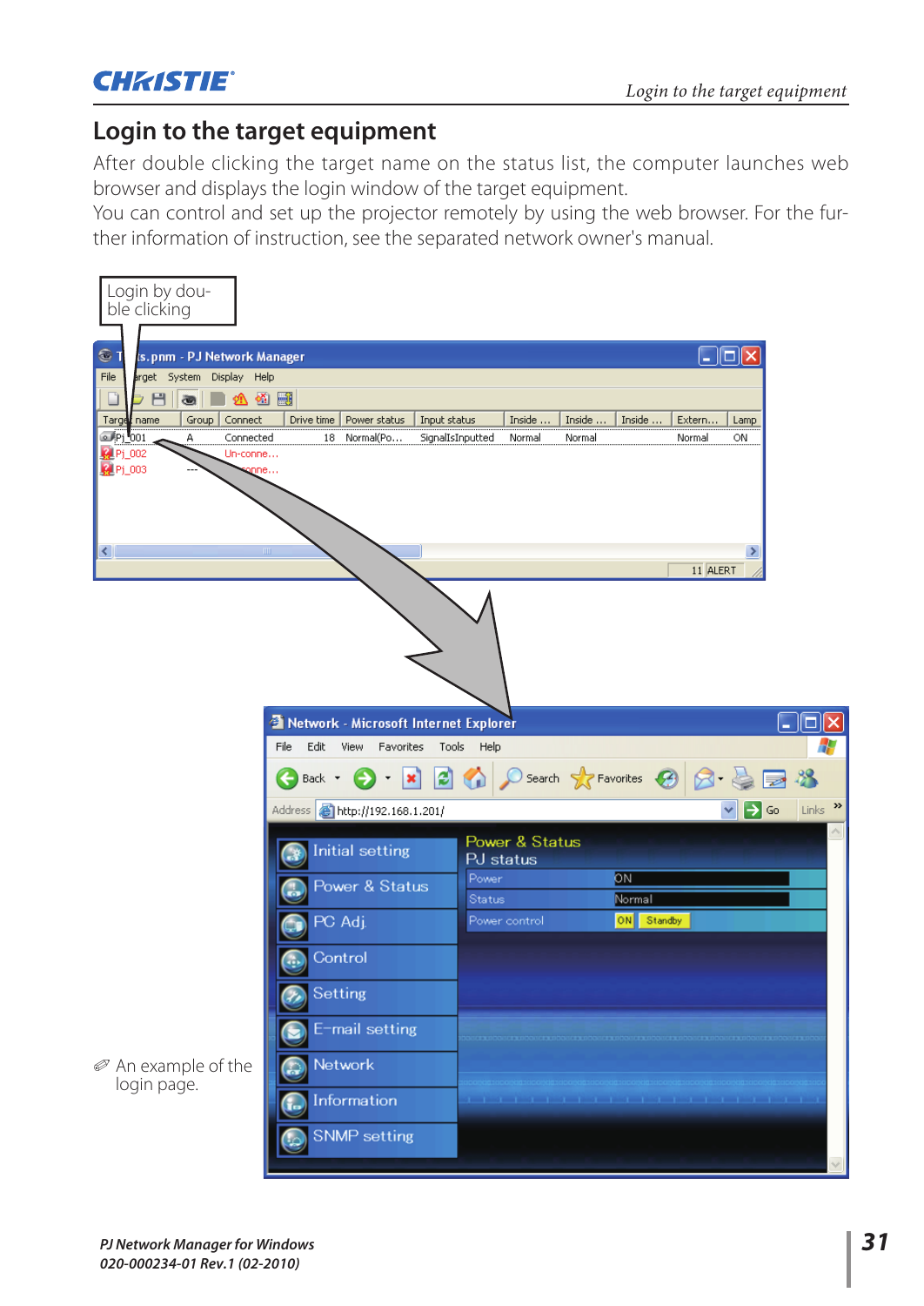# Login to the target equipment

After double clicking the target name on the status list, the computer launches web browser and displays the login window of the target equipment.
You can control and set up the projector remotely by using the web browser. For the further information of instruction, see the separated network owner's manual.

Login by double clicking

✐ An example of the login page.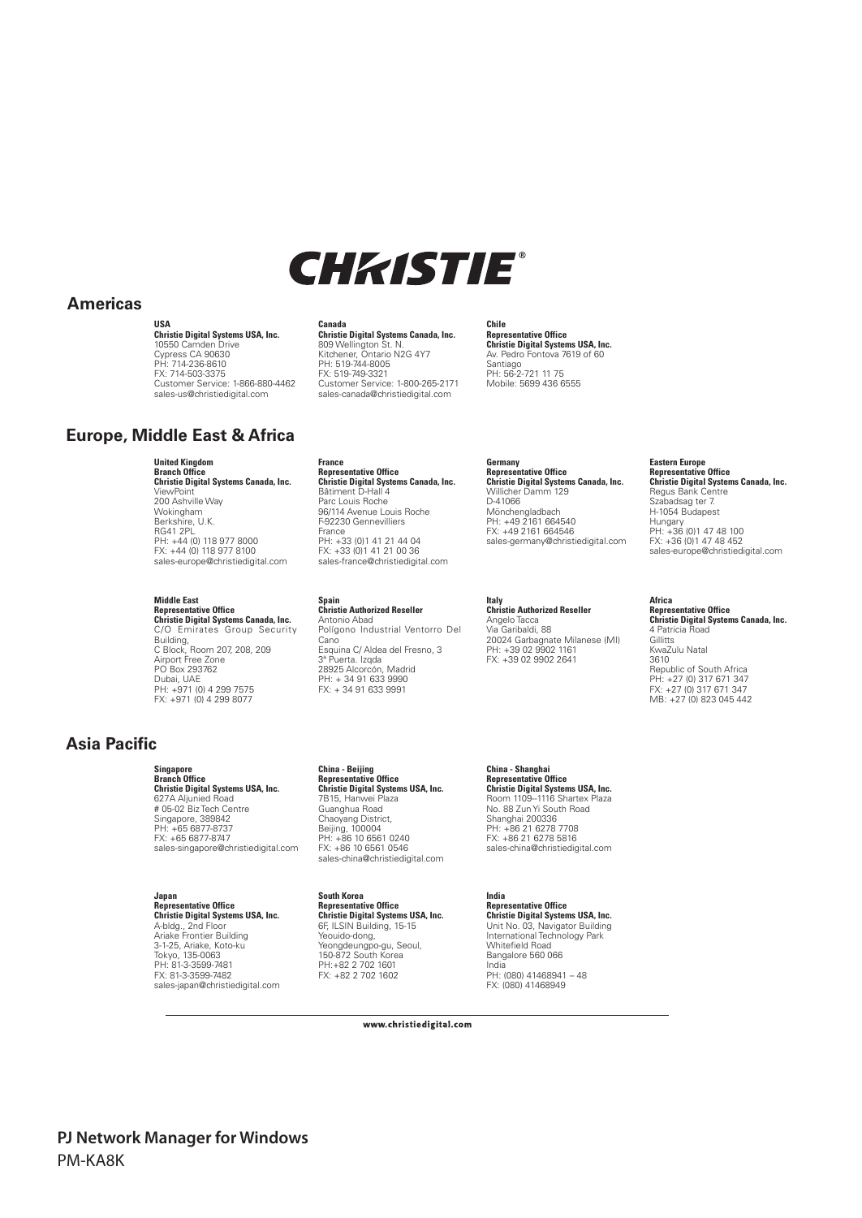CHRISTIE®

## Americas

**USA**
**Christie Digital Systems USA, Inc.**
10550 Camden Drive
Cypress CA 90630
PH: 714-236-8610
FX: 714-503-3375
Customer Service: 1-866-880-4462
sales-us@christiedigital.com

**Canada**
**Christie Digital Systems Canada, Inc.**
809 Wellington St. N.
Kitchener, Ontario N2G 4Y7
PH: 519-744-8005
FX: 519-749-3321
Customer Service: 1-800-265-2171
sales-canada@christiedigital.com

**Chile**
**Representative Office**
**Christie Digital Systems USA, Inc.**
Av. Pedro Fontova 7619 of 60
Santiago
PH: 56-2-721 11 75
Mobile: 5699 436 6555

## Europe, Middle East & Africa

**United Kingdom**
**Branch Office**
**Christie Digital Systems Canada, Inc.**
ViewPoint
200 Ashville Way
Wokingham
Berkshire, U.K.
RG41 2PL
PH: +44 (0) 118 977 8000
FX: +44 (0) 118 977 8100
sales-europe@christiedigital.com

**France**
**Representative Office**
**Christie Digital Systems Canada, Inc.**
Bâtiment D-Hall 4
Parc Louis Roche
96/114 Avenue Louis Roche
F-92230 Gennevilliers
France
PH: +33 (0)1 41 21 44 04
FX: +33 (0)1 41 21 00 36
sales-france@christiedigital.com

**Germany**
**Representative Office**
**Christie Digital Systems Canada, Inc.**
Willicher Damm 129
D-41066
Mönchengladbach
PH: +49 2161 664540
FX: +49 2161 664546
sales-germany@christiedigital.com

**Eastern Europe**
**Representative Office**
**Christie Digital Systems Canada, Inc.**
Regus Bank Centre
Szabadsag ter 7.
H-1054 Budapest
Hungary
PH: +36 (0)1 47 48 100
FX: +36 (0)1 47 48 452
sales-europe@christiedigital.com

**Middle East**
**Representative Office**
**Christie Digital Systems Canada, Inc.**
C/O Emirates Group Security Building,
C Block, Room 207, 208, 209
Airport Free Zone
PO Box 293762
Dubai, UAE
PH: +971 (0) 4 299 7575
FX: +971 (0) 4 299 8077

**Spain**
**Christie Authorized Reseller**
Antonio Abad
Polígono Industrial Ventorro Del Cano
Esquina C/ Aldea del Fresno, 3
3° Puerta. Izqda
28925 Alcorcón, Madrid
PH: + 34 91 633 9990
FX: + 34 91 633 9991

**Italy**
**Christie Authorized Reseller**
Angelo Tacca
Via Garibaldi, 88
20024 Garbagnate Milanese (MI)
PH: +39 02 9902 1161
FX: +39 02 9902 2641

**Africa**
**Representative Office**
**Christie Digital Systems Canada, Inc.**
4 Patricia Road
Gillitts
KwaZulu Natal
3610
Republic of South Africa
PH: +27 (0) 317 671 347
FX: +27 (0) 317 671 347
MB: +27 (0) 823 045 442

## Asia Pacific

**Singapore**
**Branch Office**
**Christie Digital Systems USA, Inc.**
627A Aljunied Road
# 05-02 Biz Tech Centre
Singapore, 389842
PH: +65 6877-8737
FX: +65 6877-8747
sales-singapore@christiedigital.com

**China - Beijing**
**Representative Office**
**Christie Digital Systems USA, Inc.**
7B15, Hanwei Plaza
Guanghua Road
Chaoyang District,
Beijing, 100004
PH: +86 10 6561 0240
FX: +86 10 6561 0546
sales-china@christiedigital.com

**China - Shanghai**
**Representative Office**
**Christie Digital Systems USA, Inc.**
Room 1109–1116 Shartex Plaza
No. 88 Zun Yi South Road
Shanghai 200336
PH: +86 21 6278 7708
FX: +86 21 6278 5816
sales-china@christiedigital.com

**Japan**
**Representative Office**
**Christie Digital Systems USA, Inc.**
A-bldg., 2nd Floor
Ariake Frontier Building
3-1-25, Ariake, Koto-ku
Tokyo, 135-0063
PH: 81-3-3599-7481
FX: 81-3-3599-7482
sales-japan@christiedigital.com

**South Korea**
**Representative Office**
**Christie Digital Systems USA, Inc.**
6F, ILSIN Building, 15-15
Yeouido-dong,
Yeongdeungpo-gu, Seoul,
150-872 South Korea
PH:+82 2 702 1601
FX: +82 2 702 1602

**India**
**Representative Office**
**Christie Digital Systems USA, Inc.**
Unit No. 03, Navigator Building
International Technology Park
Whitefield Road
Bangalore 560 066
India
PH: (080) 41468941 – 48
FX: (080) 41468949

**www.christiedigital.com**

**PJ Network Manager for Windows**
PM-KA8K